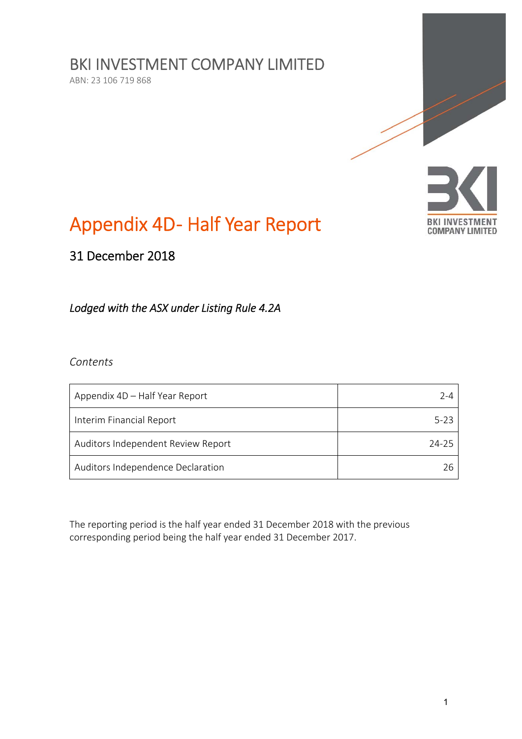# BKI INVESTMENT COMPANY LIMITED

ABN: 23 106 719 868

# Appendix 4D- Half Year Report

## 31 December 2018

*Lodged with the ASX under Listing Rule 4.2A*

*Contents*

| Appendix 4D – Half Year Report | 2-4 |
|---|---|
| Interim Financial Report | 5-23 |
| Auditors Independent Review Report | 24-25 |
| Auditors Independence Declaration | 26 |

The reporting period is the half year ended 31 December 2018 with the previous corresponding period being the half year ended 31 December 2017.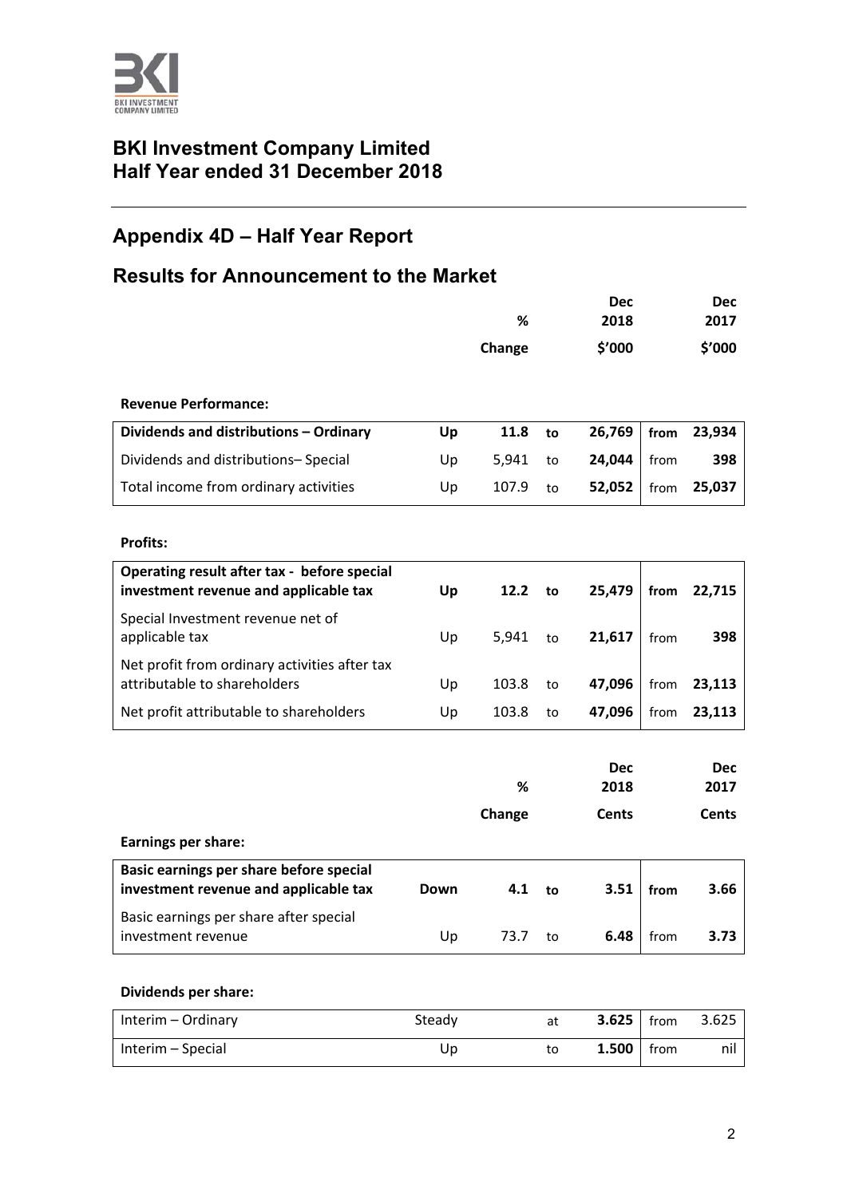# BKI Investment Company Limited
# Half Year ended 31 December 2018

## Appendix 4D – Half Year Report

## Results for Announcement to the Market

| | | % Change | | Dec 2018 $'000 | | Dec 2017 $'000 |
|---|---|---|---|---|---|---|
| **Revenue Performance:** | | | | | | |
| **Dividends and distributions – Ordinary** | **Up** | **11.8** | **to** | **26,769** | **from** | **23,934** |
| Dividends and distributions– Special | Up | 5,941 | to | **24,044** | from | **398** |
| Total income from ordinary activities | Up | 107.9 | to | **52,052** | from | **25,037** |
| **Profits:** | | | | | | |
| **Operating result after tax - before special investment revenue and applicable tax** | **Up** | **12.2** | **to** | **25,479** | **from** | **22,715** |
| Special Investment revenue net of applicable tax | Up | 5,941 | to | **21,617** | from | **398** |
| Net profit from ordinary activities after tax attributable to shareholders | Up | 103.8 | to | **47,096** | from | **23,113** |
| Net profit attributable to shareholders | Up | 103.8 | to | **47,096** | from | **23,113** |

| | | % Change | | Dec 2018 Cents | | Dec 2017 Cents |
|---|---|---|---|---|---|---|
| **Earnings per share:** | | | | | | |
| **Basic earnings per share before special investment revenue and applicable tax** | **Down** | **4.1** | **to** | **3.51** | **from** | **3.66** |
| Basic earnings per share after special investment revenue | Up | 73.7 | to | **6.48** | from | **3.73** |
| **Dividends per share:** | | | | | | |
| Interim – Ordinary | Steady | | at | **3.625** | from | 3.625 |
| Interim – Special | Up | | to | **1.500** | from | nil |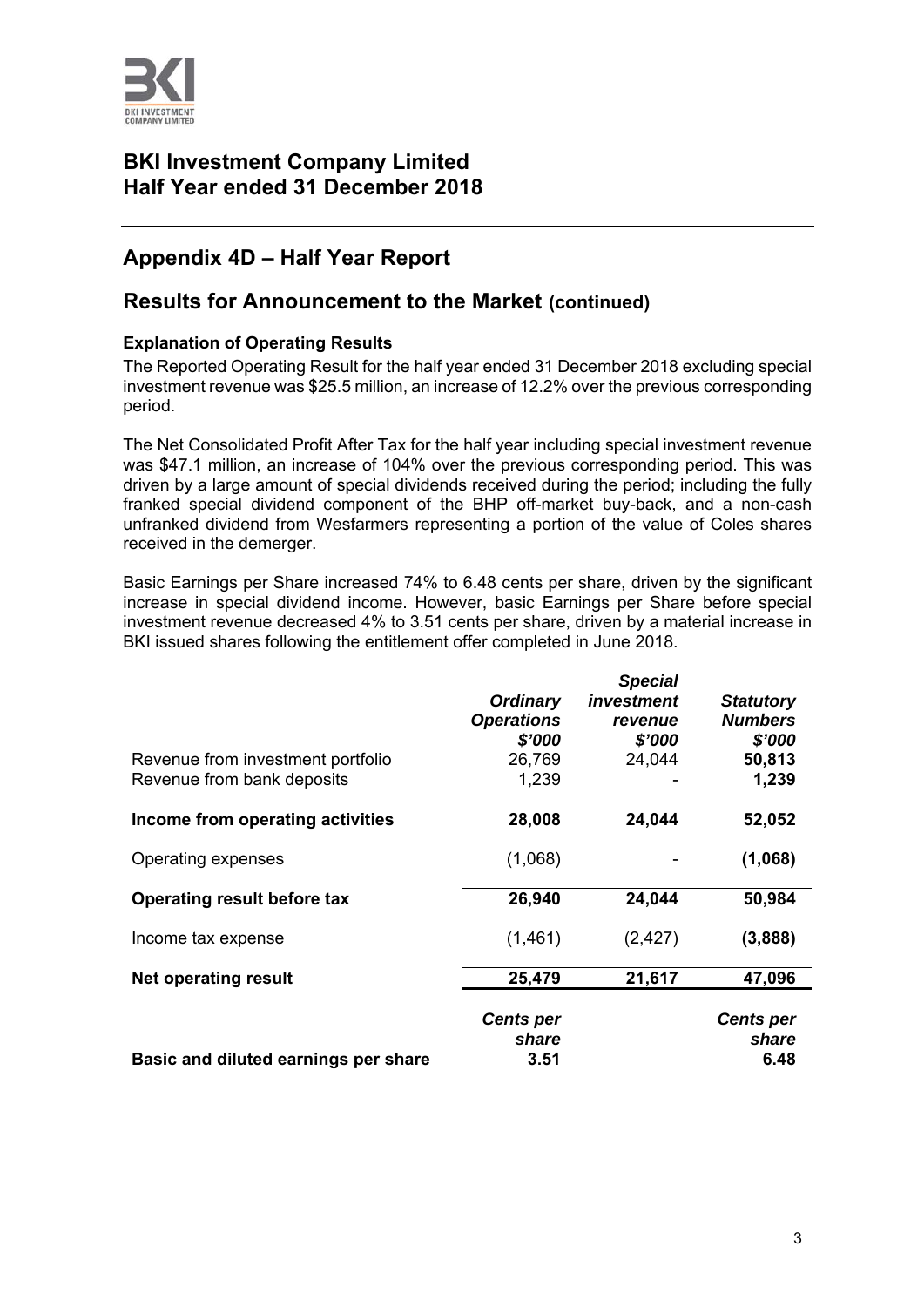# BKI Investment Company Limited
# Half Year ended 31 December 2018

## Appendix 4D – Half Year Report

## Results for Announcement to the Market (continued)

### Explanation of Operating Results

The Reported Operating Result for the half year ended 31 December 2018 excluding special investment revenue was $25.5 million, an increase of 12.2% over the previous corresponding period.

The Net Consolidated Profit After Tax for the half year including special investment revenue was $47.1 million, an increase of 104% over the previous corresponding period. This was driven by a large amount of special dividends received during the period; including the fully franked special dividend component of the BHP off-market buy-back, and a non-cash unfranked dividend from Wesfarmers representing a portion of the value of Coles shares received in the demerger.

Basic Earnings per Share increased 74% to 6.48 cents per share, driven by the significant increase in special dividend income. However, basic Earnings per Share before special investment revenue decreased 4% to 3.51 cents per share, driven by a material increase in BKI issued shares following the entitlement offer completed in June 2018.

| | *Ordinary Operations $'000* | *Special investment revenue $'000* | ***Statutory Numbers $'000*** |
|---|---|---|---|
| Revenue from investment portfolio | 26,769 | 24,044 | **50,813** |
| Revenue from bank deposits | 1,239 | - | **1,239** |
| **Income from operating activities** | **28,008** | **24,044** | **52,052** |
| Operating expenses | (1,068) | - | **(1,068)** |
| **Operating result before tax** | **26,940** | **24,044** | **50,984** |
| Income tax expense | (1,461) | (2,427) | **(3,888)** |
| **Net operating result** | **25,479** | **21,617** | **47,096** |
| | ***Cents per share*** | | ***Cents per share*** |
| **Basic and diluted earnings per share** | **3.51** | | **6.48** |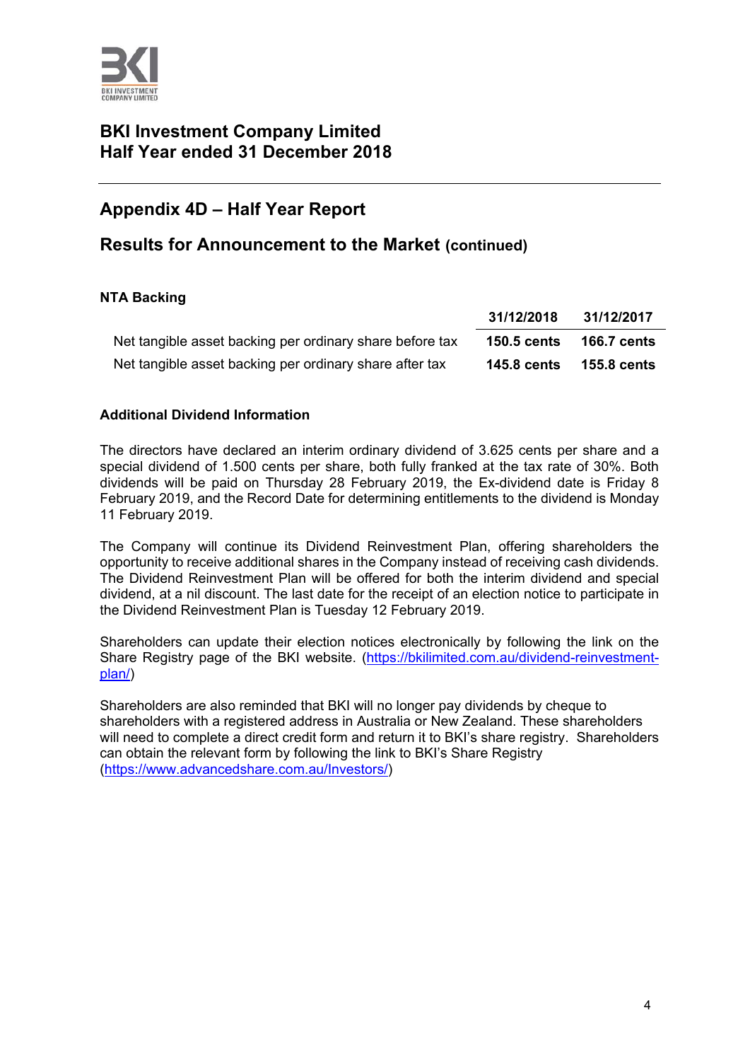# BKI Investment Company Limited
# Half Year ended 31 December 2018

## Appendix 4D – Half Year Report

## Results for Announcement to the Market (continued)

**NTA Backing**

| | 31/12/2018 | 31/12/2017 |
|---|---|---|
| Net tangible asset backing per ordinary share before tax | **150.5 cents** | **166.7 cents** |
| Net tangible asset backing per ordinary share after tax | **145.8 cents** | **155.8 cents** |

**Additional Dividend Information**

The directors have declared an interim ordinary dividend of 3.625 cents per share and a special dividend of 1.500 cents per share, both fully franked at the tax rate of 30%. Both dividends will be paid on Thursday 28 February 2019, the Ex-dividend date is Friday 8 February 2019, and the Record Date for determining entitlements to the dividend is Monday 11 February 2019.

The Company will continue its Dividend Reinvestment Plan, offering shareholders the opportunity to receive additional shares in the Company instead of receiving cash dividends. The Dividend Reinvestment Plan will be offered for both the interim dividend and special dividend, at a nil discount. The last date for the receipt of an election notice to participate in the Dividend Reinvestment Plan is Tuesday 12 February 2019.

Shareholders can update their election notices electronically by following the link on the Share Registry page of the BKI website. (https://bkilimited.com.au/dividend-reinvestment-plan/)

Shareholders are also reminded that BKI will no longer pay dividends by cheque to shareholders with a registered address in Australia or New Zealand. These shareholders will need to complete a direct credit form and return it to BKI's share registry. Shareholders can obtain the relevant form by following the link to BKI's Share Registry (https://www.advancedshare.com.au/Investors/)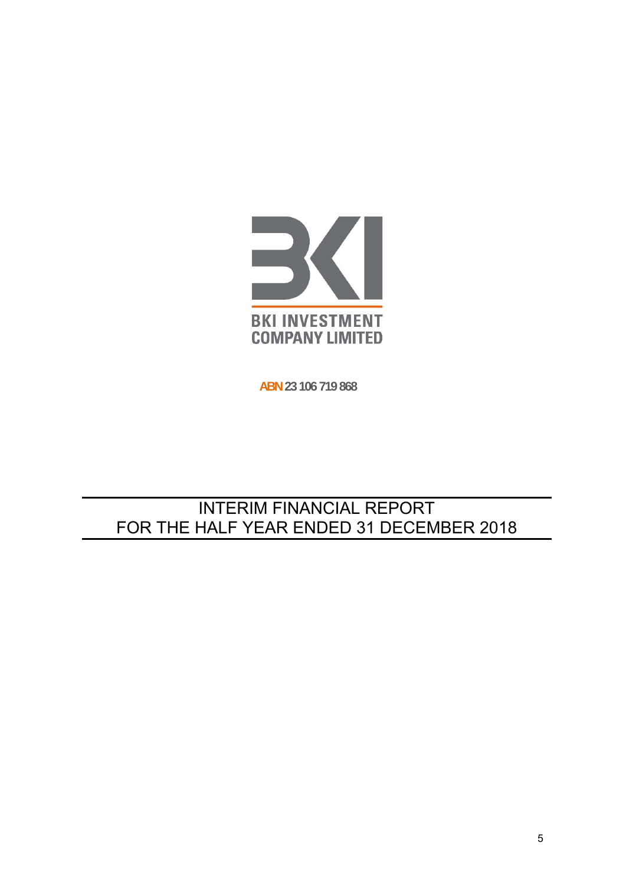BKI INVESTMENT COMPANY LIMITED

ABN 23 106 719 868

# INTERIM FINANCIAL REPORT
# FOR THE HALF YEAR ENDED 31 DECEMBER 2018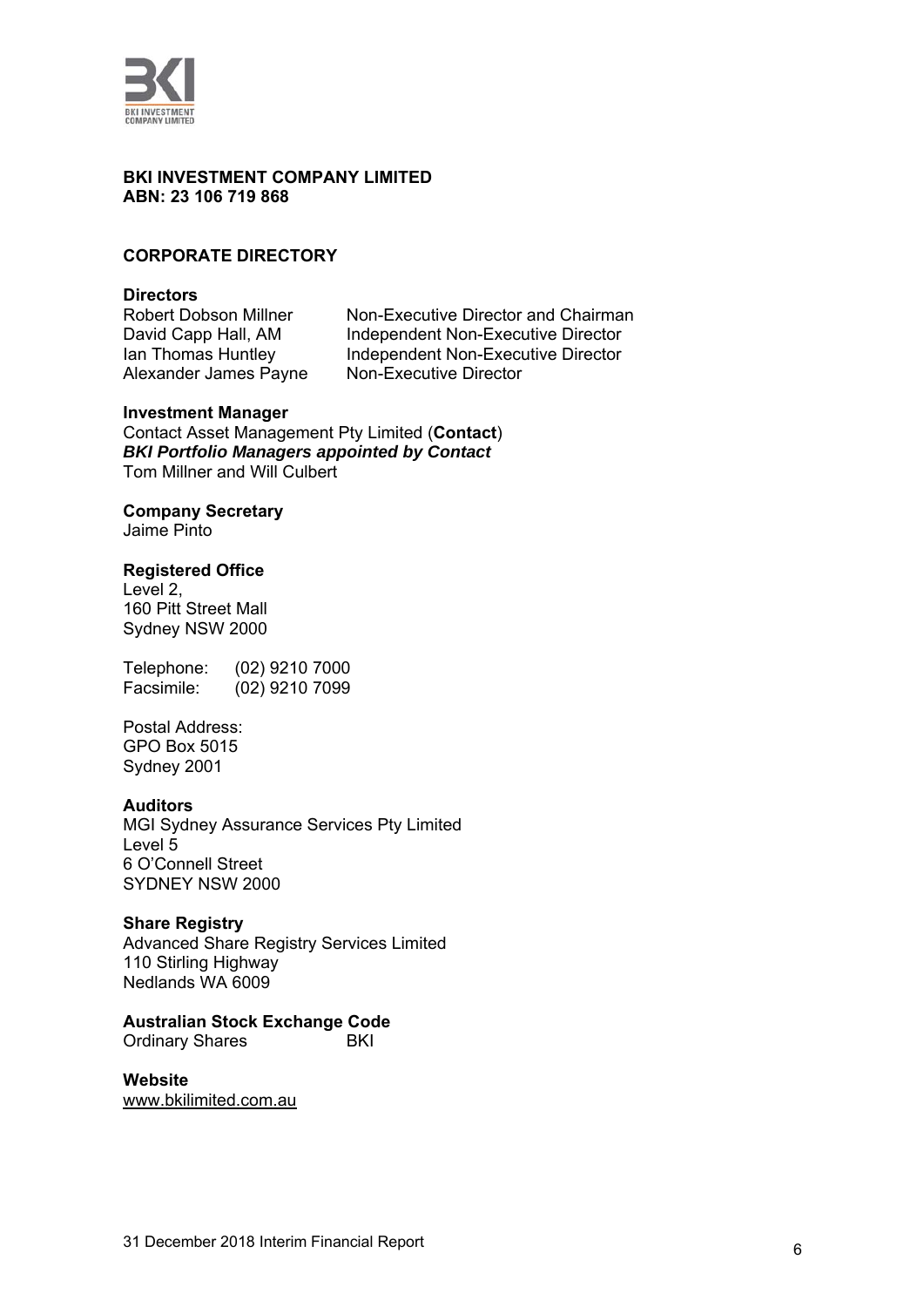**BKI INVESTMENT COMPANY LIMITED**
**ABN: 23 106 719 868**

## CORPORATE DIRECTORY

### Directors

| | |
|---|---|
| Robert Dobson Millner | Non-Executive Director and Chairman |
| David Capp Hall, AM | Independent Non-Executive Director |
| Ian Thomas Huntley | Independent Non-Executive Director |
| Alexander James Payne | Non-Executive Director |

### Investment Manager

Contact Asset Management Pty Limited (**Contact**)
***BKI Portfolio Managers appointed by Contact***
Tom Millner and Will Culbert

### Company Secretary

Jaime Pinto

### Registered Office

Level 2,
160 Pitt Street Mall
Sydney NSW 2000

Telephone: (02) 9210 7000
Facsimile: (02) 9210 7099

Postal Address:
GPO Box 5015
Sydney 2001

### Auditors

MGI Sydney Assurance Services Pty Limited
Level 5
6 O'Connell Street
SYDNEY NSW 2000

### Share Registry

Advanced Share Registry Services Limited
110 Stirling Highway
Nedlands WA 6009

### Australian Stock Exchange Code

Ordinary Shares BKI

### Website

www.bkilimited.com.au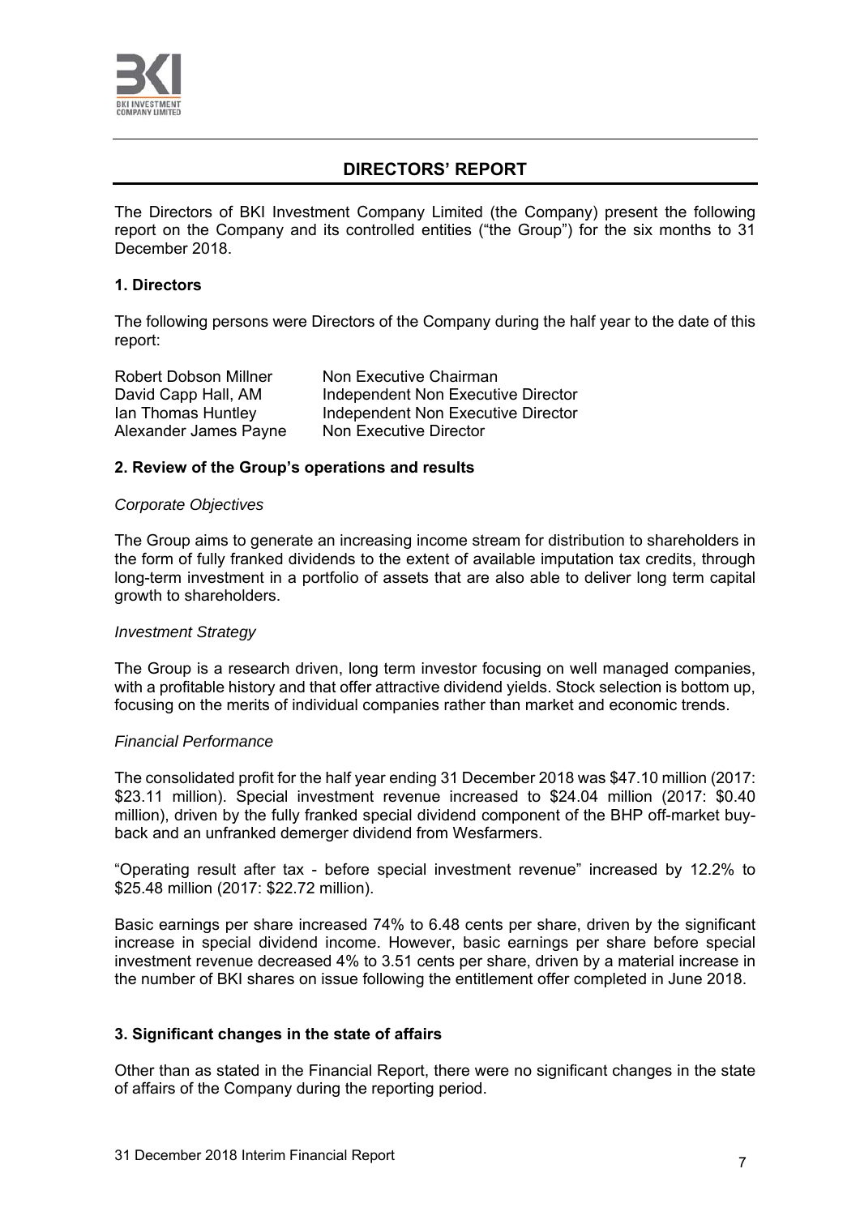# DIRECTORS' REPORT

The Directors of BKI Investment Company Limited (the Company) present the following report on the Company and its controlled entities ("the Group") for the six months to 31 December 2018.

## 1. Directors

The following persons were Directors of the Company during the half year to the date of this report:

| | |
|---|---|
| Robert Dobson Millner | Non Executive Chairman |
| David Capp Hall, AM | Independent Non Executive Director |
| Ian Thomas Huntley | Independent Non Executive Director |
| Alexander James Payne | Non Executive Director |

## 2. Review of the Group's operations and results

*Corporate Objectives*

The Group aims to generate an increasing income stream for distribution to shareholders in the form of fully franked dividends to the extent of available imputation tax credits, through long-term investment in a portfolio of assets that are also able to deliver long term capital growth to shareholders.

*Investment Strategy*

The Group is a research driven, long term investor focusing on well managed companies, with a profitable history and that offer attractive dividend yields. Stock selection is bottom up, focusing on the merits of individual companies rather than market and economic trends.

*Financial Performance*

The consolidated profit for the half year ending 31 December 2018 was $47.10 million (2017: $23.11 million). Special investment revenue increased to $24.04 million (2017: $0.40 million), driven by the fully franked special dividend component of the BHP off-market buy-back and an unfranked demerger dividend from Wesfarmers.

"Operating result after tax - before special investment revenue" increased by 12.2% to $25.48 million (2017: $22.72 million).

Basic earnings per share increased 74% to 6.48 cents per share, driven by the significant increase in special dividend income. However, basic earnings per share before special investment revenue decreased 4% to 3.51 cents per share, driven by a material increase in the number of BKI shares on issue following the entitlement offer completed in June 2018.

## 3. Significant changes in the state of affairs

Other than as stated in the Financial Report, there were no significant changes in the state of affairs of the Company during the reporting period.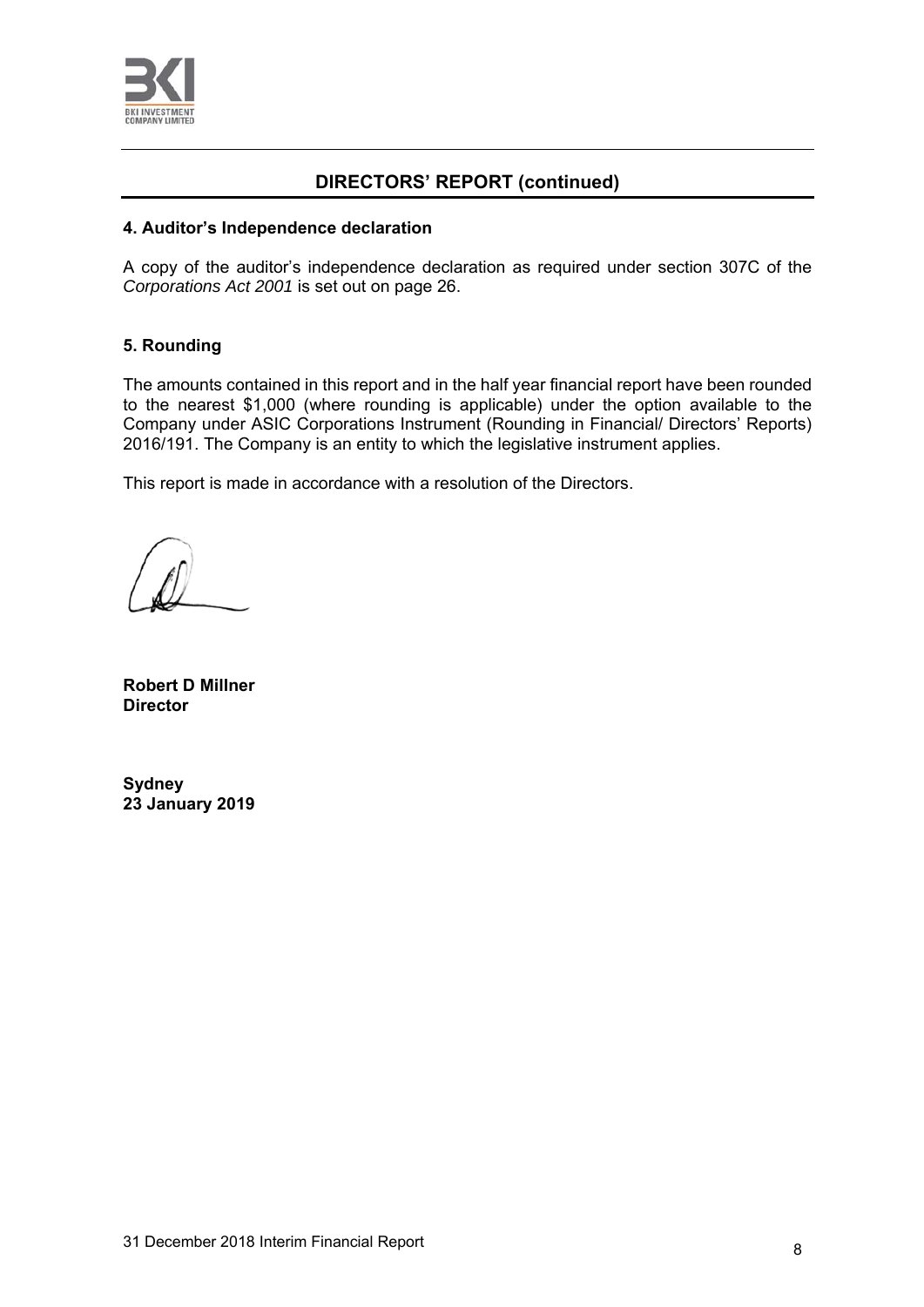## DIRECTORS' REPORT (continued)

### 4. Auditor's Independence declaration

A copy of the auditor's independence declaration as required under section 307C of the *Corporations Act 2001* is set out on page 26.

### 5. Rounding

The amounts contained in this report and in the half year financial report have been rounded to the nearest $1,000 (where rounding is applicable) under the option available to the Company under ASIC Corporations Instrument (Rounding in Financial/ Directors' Reports) 2016/191. The Company is an entity to which the legislative instrument applies.

This report is made in accordance with a resolution of the Directors.

**Robert D Millner**
**Director**

**Sydney**
**23 January 2019**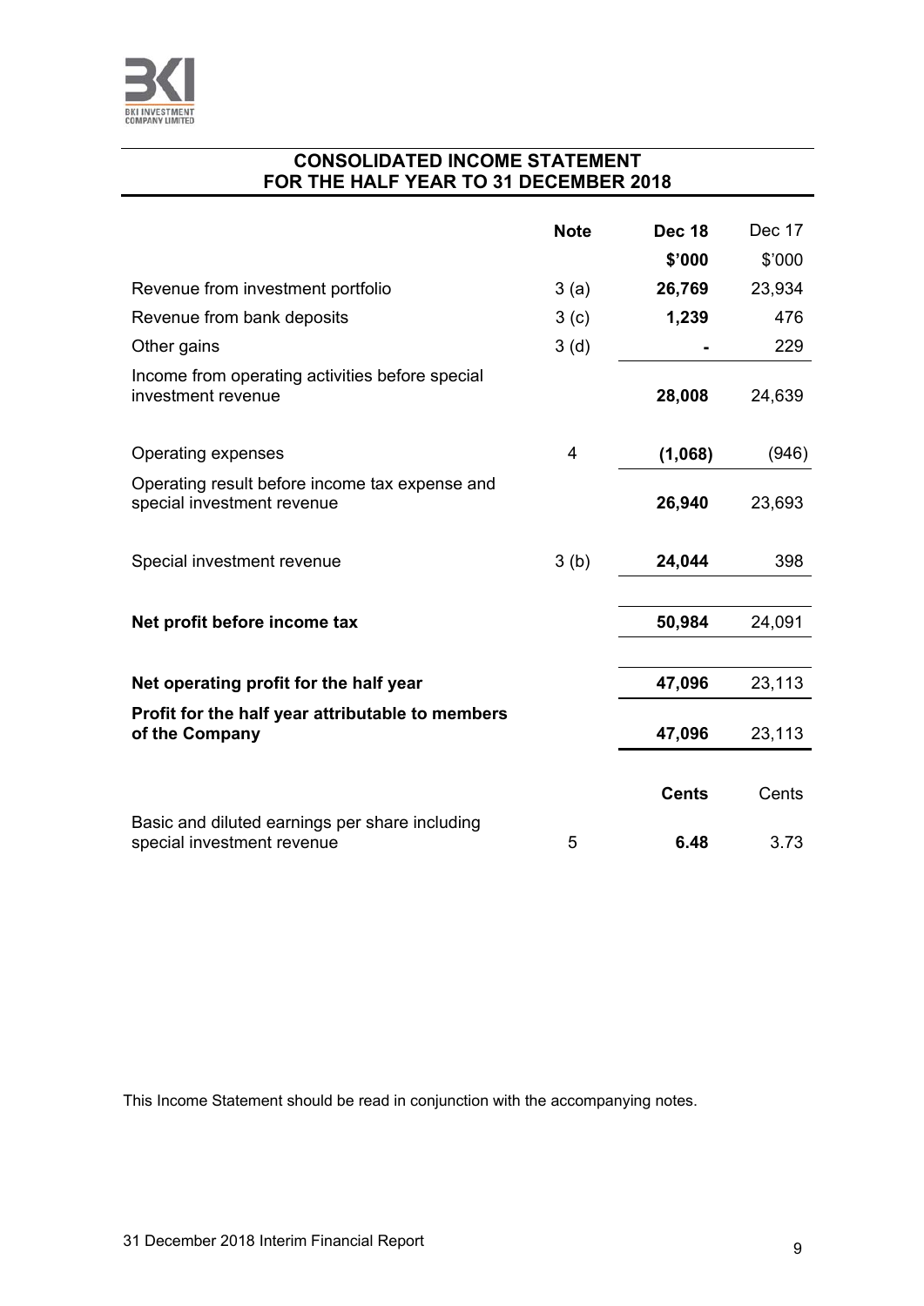## CONSOLIDATED INCOME STATEMENT
## FOR THE HALF YEAR TO 31 DECEMBER 2018

| | Note | Dec 18 | Dec 17 |
|---|---|---|---|
| | | **$'000** | $'000 |
| Revenue from investment portfolio | 3 (a) | **26,769** | 23,934 |
| Revenue from bank deposits | 3 (c) | **1,239** | 476 |
| Other gains | 3 (d) | **-** | 229 |
| Income from operating activities before special investment revenue | | **28,008** | 24,639 |
| Operating expenses | 4 | **(1,068)** | (946) |
| Operating result before income tax expense and special investment revenue | | **26,940** | 23,693 |
| Special investment revenue | 3 (b) | **24,044** | 398 |
| **Net profit before income tax** | | **50,984** | 24,091 |
| **Net operating profit for the half year** | | **47,096** | 23,113 |
| **Profit for the half year attributable to members of the Company** | | **47,096** | 23,113 |
| | | **Cents** | Cents |
| Basic and diluted earnings per share including special investment revenue | 5 | **6.48** | 3.73 |

This Income Statement should be read in conjunction with the accompanying notes.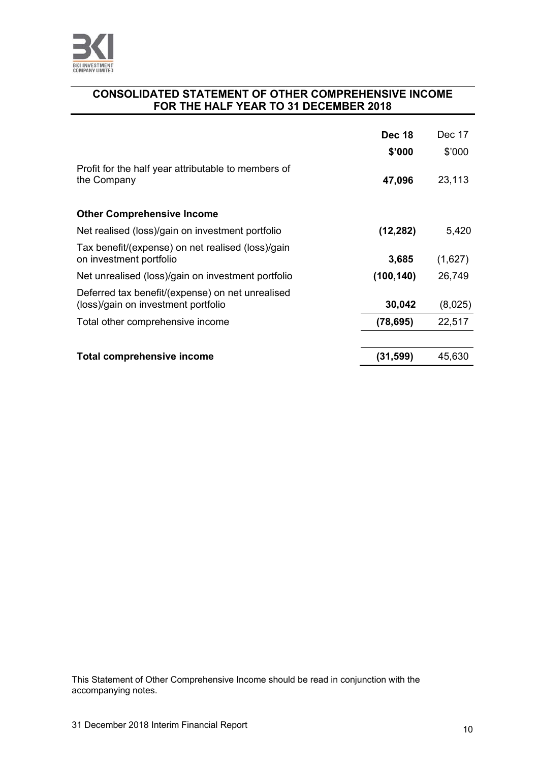## CONSOLIDATED STATEMENT OF OTHER COMPREHENSIVE INCOME FOR THE HALF YEAR TO 31 DECEMBER 2018

| | **Dec 18** | Dec 17 |
|---|---|---|
| | **\$'000** | \$'000 |
| Profit for the half year attributable to members of the Company | **47,096** | 23,113 |
| | | |
| **Other Comprehensive Income** | | |
| Net realised (loss)/gain on investment portfolio | **(12,282)** | 5,420 |
| Tax benefit/(expense) on net realised (loss)/gain on investment portfolio | **3,685** | (1,627) |
| Net unrealised (loss)/gain on investment portfolio | **(100,140)** | 26,749 |
| Deferred tax benefit/(expense) on net unrealised (loss)/gain on investment portfolio | **30,042** | (8,025) |
| Total other comprehensive income | **(78,695)** | 22,517 |
| | | |
| **Total comprehensive income** | **(31,599)** | 45,630 |

This Statement of Other Comprehensive Income should be read in conjunction with the accompanying notes.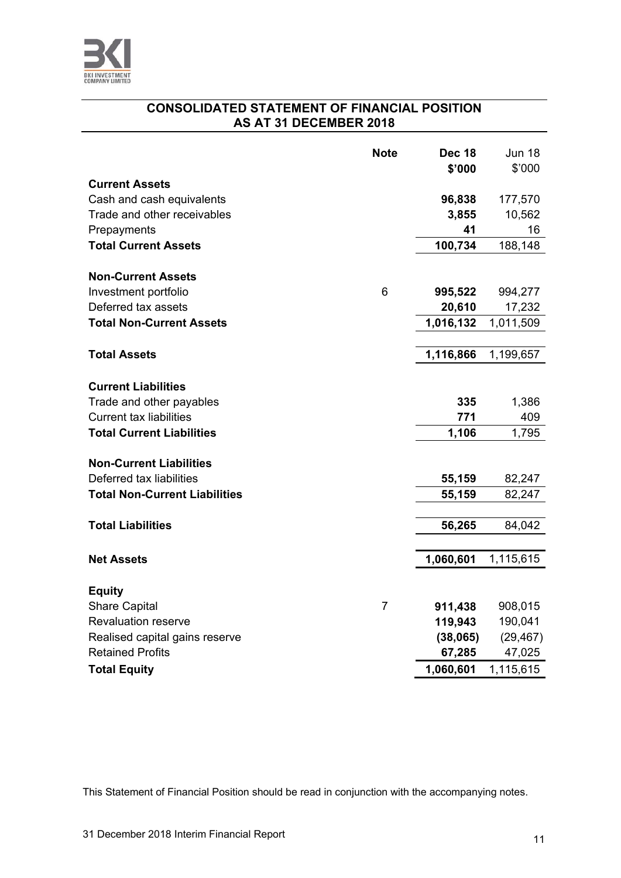## CONSOLIDATED STATEMENT OF FINANCIAL POSITION AS AT 31 DECEMBER 2018

| | Note | Dec 18 $'000 | Jun 18 $'000 |
|---|---|---|---|
| **Current Assets** | | | |
| Cash and cash equivalents | | **96,838** | 177,570 |
| Trade and other receivables | | **3,855** | 10,562 |
| Prepayments | | **41** | 16 |
| **Total Current Assets** | | **100,734** | 188,148 |
| | | | |
| **Non-Current Assets** | | | |
| Investment portfolio | 6 | **995,522** | 994,277 |
| Deferred tax assets | | **20,610** | 17,232 |
| **Total Non-Current Assets** | | **1,016,132** | 1,011,509 |
| | | | |
| **Total Assets** | | **1,116,866** | 1,199,657 |
| | | | |
| **Current Liabilities** | | | |
| Trade and other payables | | **335** | 1,386 |
| Current tax liabilities | | **771** | 409 |
| **Total Current Liabilities** | | **1,106** | 1,795 |
| | | | |
| **Non-Current Liabilities** | | | |
| Deferred tax liabilities | | **55,159** | 82,247 |
| **Total Non-Current Liabilities** | | **55,159** | 82,247 |
| | | | |
| **Total Liabilities** | | **56,265** | 84,042 |
| | | | |
| **Net Assets** | | **1,060,601** | 1,115,615 |
| | | | |
| **Equity** | | | |
| Share Capital | 7 | **911,438** | 908,015 |
| Revaluation reserve | | **119,943** | 190,041 |
| Realised capital gains reserve | | **(38,065)** | (29,467) |
| Retained Profits | | **67,285** | 47,025 |
| **Total Equity** | | **1,060,601** | 1,115,615 |

This Statement of Financial Position should be read in conjunction with the accompanying notes.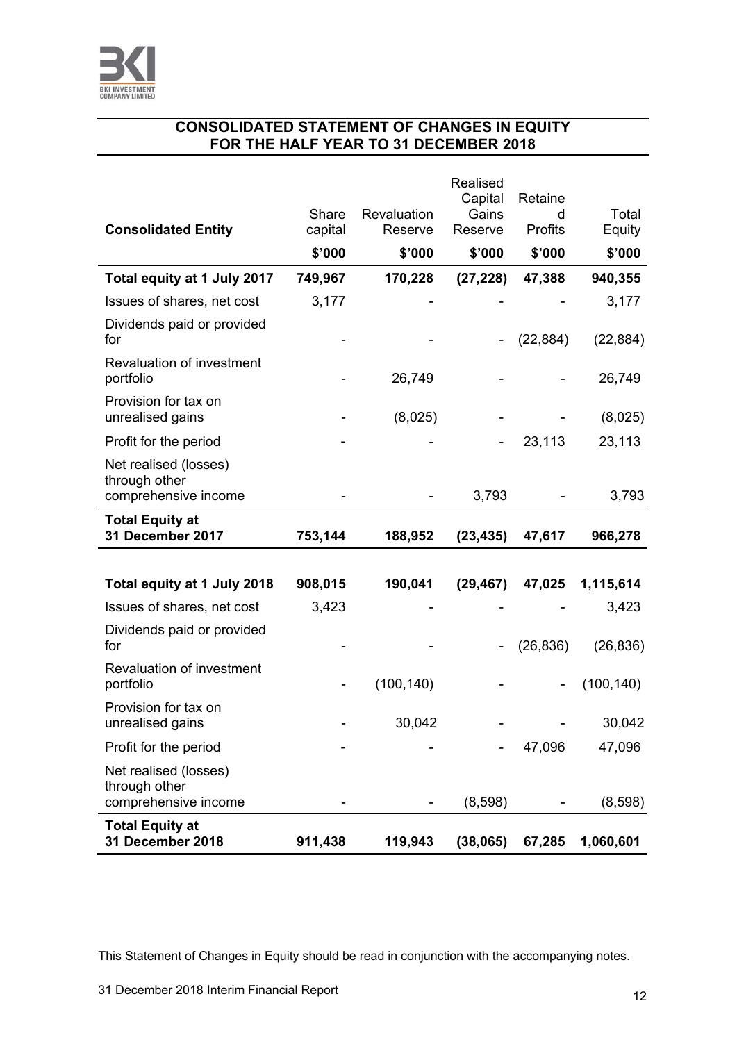## CONSOLIDATED STATEMENT OF CHANGES IN EQUITY FOR THE HALF YEAR TO 31 DECEMBER 2018

| Consolidated Entity | Share capital | Revaluation Reserve | Realised Capital Gains Reserve | Retained Profits | Total Equity |
|---|---|---|---|---|---|
| | $'000 | $'000 | $'000 | $'000 | $'000 |
| **Total equity at 1 July 2017** | **749,967** | **170,228** | **(27,228)** | **47,388** | **940,355** |
| Issues of shares, net cost | 3,177 | - | - | - | 3,177 |
| Dividends paid or provided for | - | - | - | (22,884) | (22,884) |
| Revaluation of investment portfolio | - | 26,749 | - | - | 26,749 |
| Provision for tax on unrealised gains | - | (8,025) | - | - | (8,025) |
| Profit for the period | - | - | - | 23,113 | 23,113 |
| Net realised (losses) through other comprehensive income | - | - | 3,793 | - | 3,793 |
| **Total Equity at 31 December 2017** | **753,144** | **188,952** | **(23,435)** | **47,617** | **966,278** |
| | | | | | |
| **Total equity at 1 July 2018** | **908,015** | **190,041** | **(29,467)** | **47,025** | **1,115,614** |
| Issues of shares, net cost | 3,423 | - | - | - | 3,423 |
| Dividends paid or provided for | - | - | - | (26,836) | (26,836) |
| Revaluation of investment portfolio | - | (100,140) | - | - | (100,140) |
| Provision for tax on unrealised gains | - | 30,042 | - | - | 30,042 |
| Profit for the period | - | - | - | 47,096 | 47,096 |
| Net realised (losses) through other comprehensive income | - | - | (8,598) | - | (8,598) |
| **Total Equity at 31 December 2018** | **911,438** | **119,943** | **(38,065)** | **67,285** | **1,060,601** |

This Statement of Changes in Equity should be read in conjunction with the accompanying notes.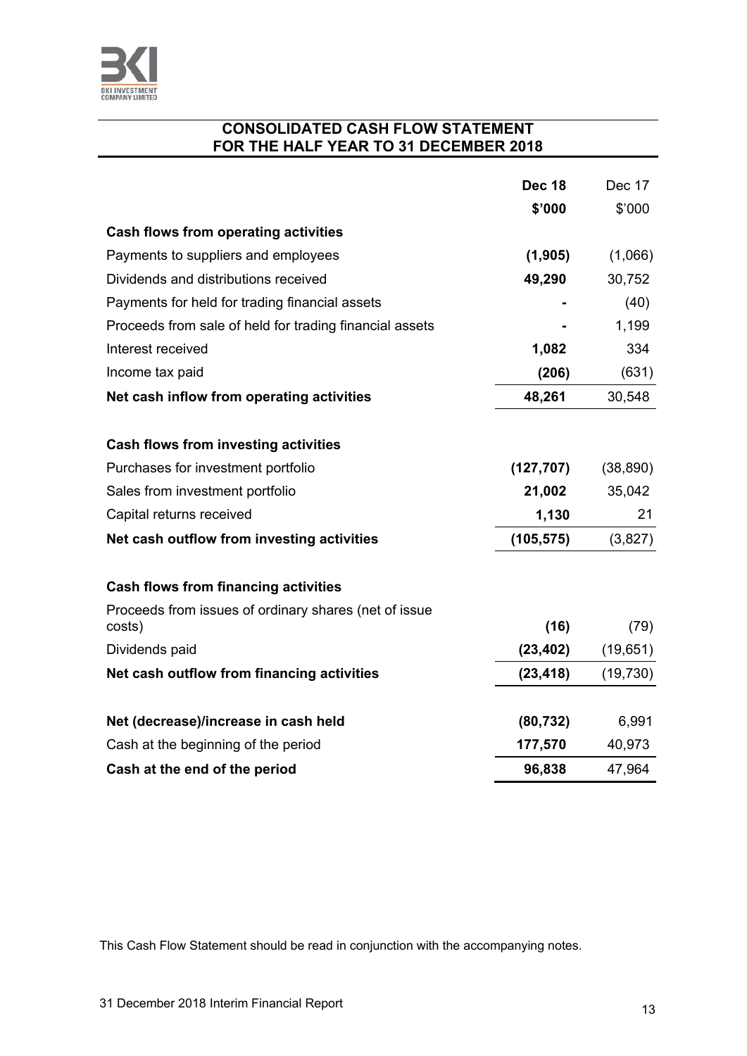## CONSOLIDATED CASH FLOW STATEMENT
## FOR THE HALF YEAR TO 31 DECEMBER 2018

| | **Dec 18** | Dec 17 |
|---|---|---|
| | **$'000** | $'000 |
| **Cash flows from operating activities** | | |
| Payments to suppliers and employees | **(1,905)** | (1,066) |
| Dividends and distributions received | **49,290** | 30,752 |
| Payments for held for trading financial assets | **-** | (40) |
| Proceeds from sale of held for trading financial assets | **-** | 1,199 |
| Interest received | **1,082** | 334 |
| Income tax paid | **(206)** | (631) |
| **Net cash inflow from operating activities** | **48,261** | 30,548 |
| | | |
| **Cash flows from investing activities** | | |
| Purchases for investment portfolio | **(127,707)** | (38,890) |
| Sales from investment portfolio | **21,002** | 35,042 |
| Capital returns received | **1,130** | 21 |
| **Net cash outflow from investing activities** | **(105,575)** | (3,827) |
| | | |
| **Cash flows from financing activities** | | |
| Proceeds from issues of ordinary shares (net of issue costs) | **(16)** | (79) |
| Dividends paid | **(23,402)** | (19,651) |
| **Net cash outflow from financing activities** | **(23,418)** | (19,730) |
| | | |
| **Net (decrease)/increase in cash held** | **(80,732)** | 6,991 |
| Cash at the beginning of the period | **177,570** | 40,973 |
| **Cash at the end of the period** | **96,838** | 47,964 |

This Cash Flow Statement should be read in conjunction with the accompanying notes.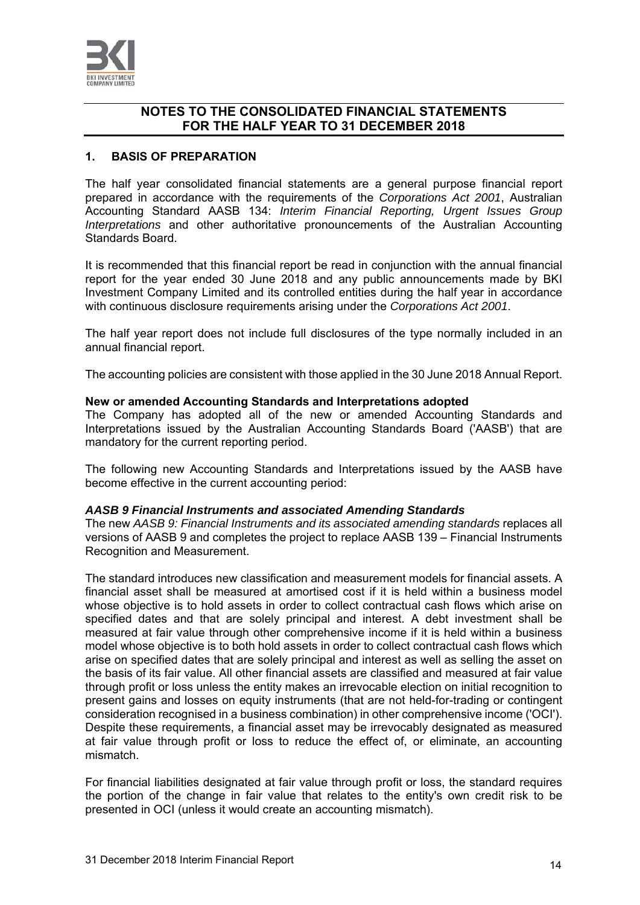## NOTES TO THE CONSOLIDATED FINANCIAL STATEMENTS FOR THE HALF YEAR TO 31 DECEMBER 2018

### 1. BASIS OF PREPARATION

The half year consolidated financial statements are a general purpose financial report prepared in accordance with the requirements of the *Corporations Act 2001*, Australian Accounting Standard AASB 134: *Interim Financial Reporting, Urgent Issues Group Interpretations* and other authoritative pronouncements of the Australian Accounting Standards Board.

It is recommended that this financial report be read in conjunction with the annual financial report for the year ended 30 June 2018 and any public announcements made by BKI Investment Company Limited and its controlled entities during the half year in accordance with continuous disclosure requirements arising under the *Corporations Act 2001*.

The half year report does not include full disclosures of the type normally included in an annual financial report.

The accounting policies are consistent with those applied in the 30 June 2018 Annual Report.

**New or amended Accounting Standards and Interpretations adopted**
The Company has adopted all of the new or amended Accounting Standards and Interpretations issued by the Australian Accounting Standards Board ('AASB') that are mandatory for the current reporting period.

The following new Accounting Standards and Interpretations issued by the AASB have become effective in the current accounting period:

***AASB 9 Financial Instruments and associated Amending Standards***
The new *AASB 9: Financial Instruments and its associated amending standards* replaces all versions of AASB 9 and completes the project to replace AASB 139 – Financial Instruments Recognition and Measurement.

The standard introduces new classification and measurement models for financial assets. A financial asset shall be measured at amortised cost if it is held within a business model whose objective is to hold assets in order to collect contractual cash flows which arise on specified dates and that are solely principal and interest. A debt investment shall be measured at fair value through other comprehensive income if it is held within a business model whose objective is to both hold assets in order to collect contractual cash flows which arise on specified dates that are solely principal and interest as well as selling the asset on the basis of its fair value. All other financial assets are classified and measured at fair value through profit or loss unless the entity makes an irrevocable election on initial recognition to present gains and losses on equity instruments (that are not held-for-trading or contingent consideration recognised in a business combination) in other comprehensive income ('OCI'). Despite these requirements, a financial asset may be irrevocably designated as measured at fair value through profit or loss to reduce the effect of, or eliminate, an accounting mismatch.

For financial liabilities designated at fair value through profit or loss, the standard requires the portion of the change in fair value that relates to the entity's own credit risk to be presented in OCI (unless it would create an accounting mismatch).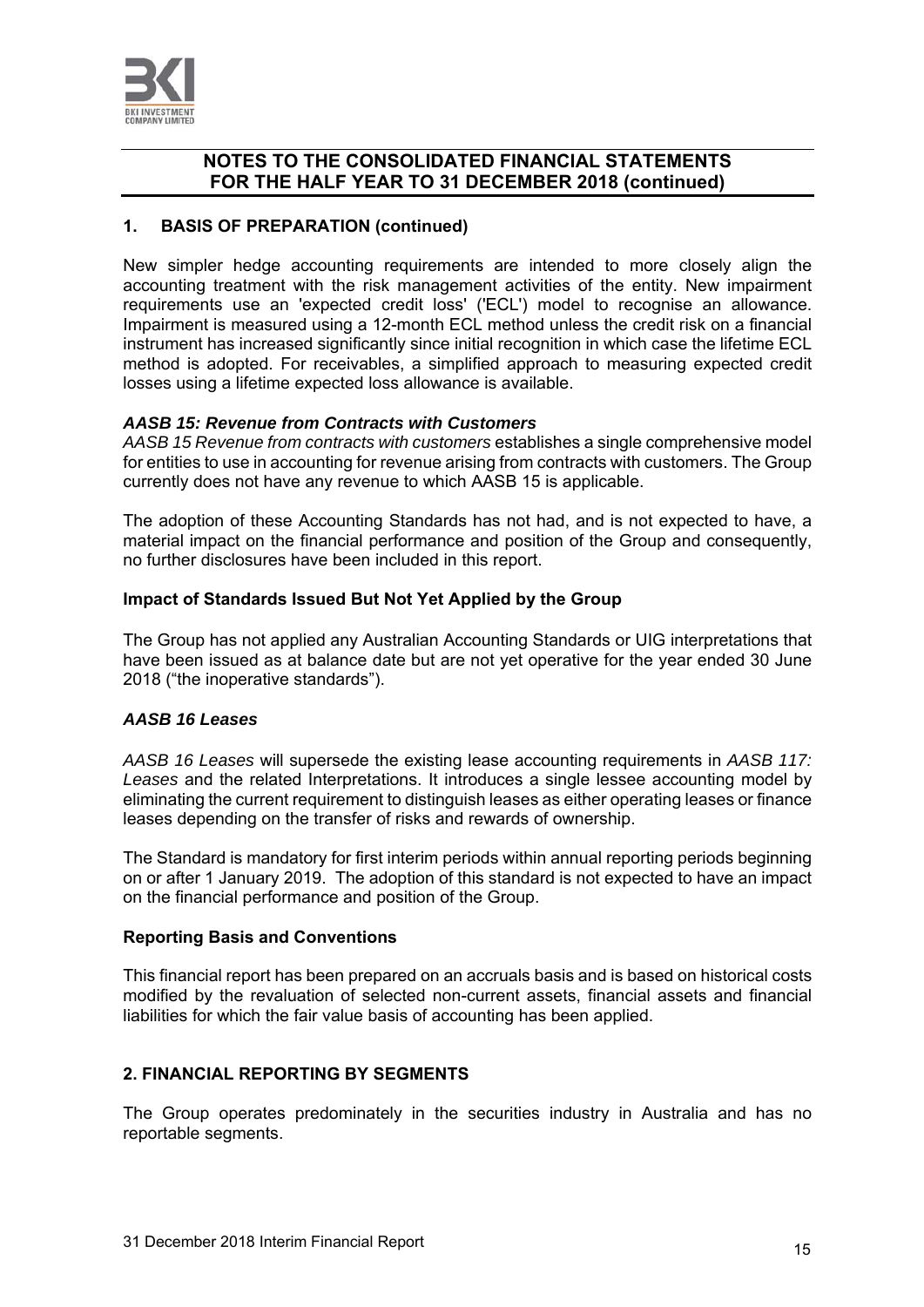# NOTES TO THE CONSOLIDATED FINANCIAL STATEMENTS FOR THE HALF YEAR TO 31 DECEMBER 2018 (continued)

## 1. BASIS OF PREPARATION (continued)

New simpler hedge accounting requirements are intended to more closely align the accounting treatment with the risk management activities of the entity. New impairment requirements use an 'expected credit loss' ('ECL') model to recognise an allowance. Impairment is measured using a 12-month ECL method unless the credit risk on a financial instrument has increased significantly since initial recognition in which case the lifetime ECL method is adopted. For receivables, a simplified approach to measuring expected credit losses using a lifetime expected loss allowance is available.

***AASB 15: Revenue from Contracts with Customers***

*AASB 15 Revenue from contracts with customers* establishes a single comprehensive model for entities to use in accounting for revenue arising from contracts with customers. The Group currently does not have any revenue to which AASB 15 is applicable.

The adoption of these Accounting Standards has not had, and is not expected to have, a material impact on the financial performance and position of the Group and consequently, no further disclosures have been included in this report.

### Impact of Standards Issued But Not Yet Applied by the Group

The Group has not applied any Australian Accounting Standards or UIG interpretations that have been issued as at balance date but are not yet operative for the year ended 30 June 2018 ("the inoperative standards").

***AASB 16 Leases***

*AASB 16 Leases* will supersede the existing lease accounting requirements in *AASB 117: Leases* and the related Interpretations. It introduces a single lessee accounting model by eliminating the current requirement to distinguish leases as either operating leases or finance leases depending on the transfer of risks and rewards of ownership.

The Standard is mandatory for first interim periods within annual reporting periods beginning on or after 1 January 2019. The adoption of this standard is not expected to have an impact on the financial performance and position of the Group.

### Reporting Basis and Conventions

This financial report has been prepared on an accruals basis and is based on historical costs modified by the revaluation of selected non-current assets, financial assets and financial liabilities for which the fair value basis of accounting has been applied.

## 2. FINANCIAL REPORTING BY SEGMENTS

The Group operates predominately in the securities industry in Australia and has no reportable segments.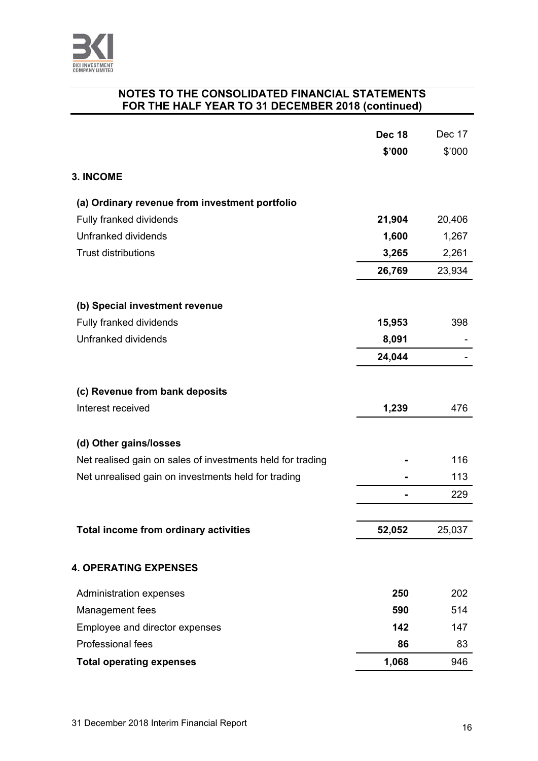## NOTES TO THE CONSOLIDATED FINANCIAL STATEMENTS FOR THE HALF YEAR TO 31 DECEMBER 2018 (continued)

| | **Dec 18** | Dec 17 |
|---|---|---|
| | **$'000** | $'000 |
| **3. INCOME** | | |
| **(a) Ordinary revenue from investment portfolio** | | |
| Fully franked dividends | **21,904** | 20,406 |
| Unfranked dividends | **1,600** | 1,267 |
| Trust distributions | **3,265** | 2,261 |
| | **26,769** | 23,934 |
| **(b) Special investment revenue** | | |
| Fully franked dividends | **15,953** | 398 |
| Unfranked dividends | **8,091** | - |
| | **24,044** | - |
| **(c) Revenue from bank deposits** | | |
| Interest received | **1,239** | 476 |
| **(d) Other gains/losses** | | |
| Net realised gain on sales of investments held for trading | **-** | 116 |
| Net unrealised gain on investments held for trading | **-** | 113 |
| | **-** | 229 |
| **Total income from ordinary activities** | **52,052** | 25,037 |

| | **Dec 18** | Dec 17 |
|---|---|---|
| | **$'000** | $'000 |
| **4. OPERATING EXPENSES** | | |
| Administration expenses | **250** | 202 |
| Management fees | **590** | 514 |
| Employee and director expenses | **142** | 147 |
| Professional fees | **86** | 83 |
| **Total operating expenses** | **1,068** | 946 |

31 December 2018 Interim Financial Report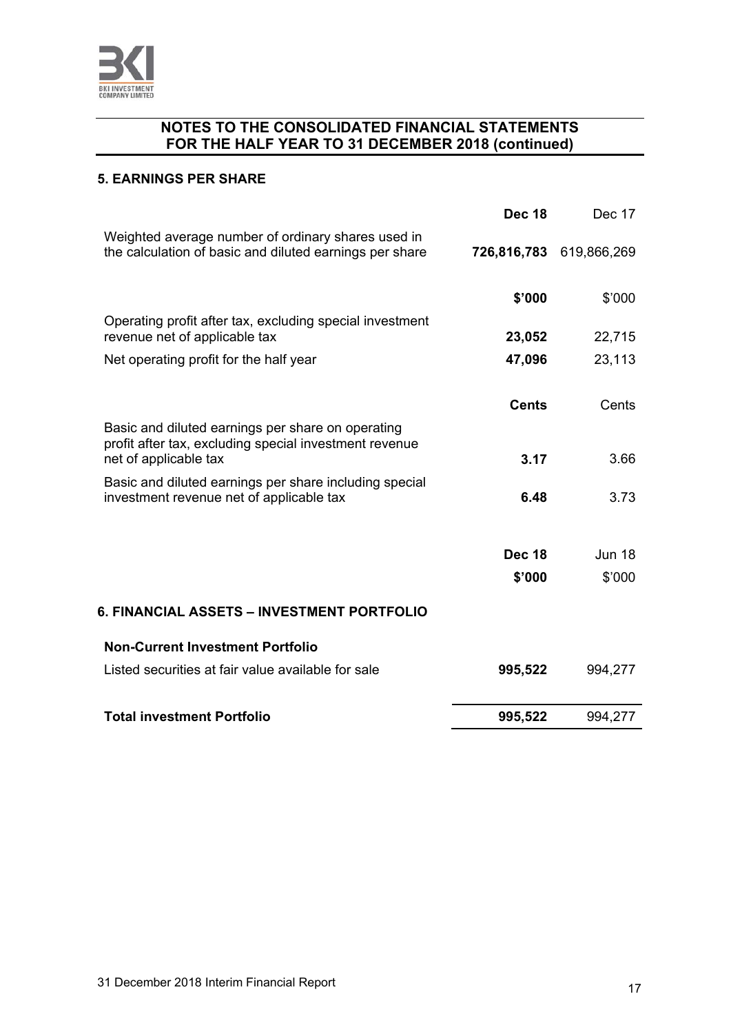## NOTES TO THE CONSOLIDATED FINANCIAL STATEMENTS FOR THE HALF YEAR TO 31 DECEMBER 2018 (continued)

### 5. EARNINGS PER SHARE

| | **Dec 18** | Dec 17 |
|---|---|---|
| Weighted average number of ordinary shares used in the calculation of basic and diluted earnings per share | **726,816,783** | 619,866,269 |
| | **$'000** | $'000 |
| Operating profit after tax, excluding special investment revenue net of applicable tax | **23,052** | 22,715 |
| Net operating profit for the half year | **47,096** | 23,113 |
| | **Cents** | Cents |
| Basic and diluted earnings per share on operating profit after tax, excluding special investment revenue net of applicable tax | **3.17** | 3.66 |
| Basic and diluted earnings per share including special investment revenue net of applicable tax | **6.48** | 3.73 |

### 6. FINANCIAL ASSETS – INVESTMENT PORTFOLIO

| | **Dec 18** | Jun 18 |
|---|---|---|
| | **$'000** | $'000 |
| **Non-Current Investment Portfolio** | | |
| Listed securities at fair value available for sale | **995,522** | 994,277 |
| **Total investment Portfolio** | **995,522** | 994,277 |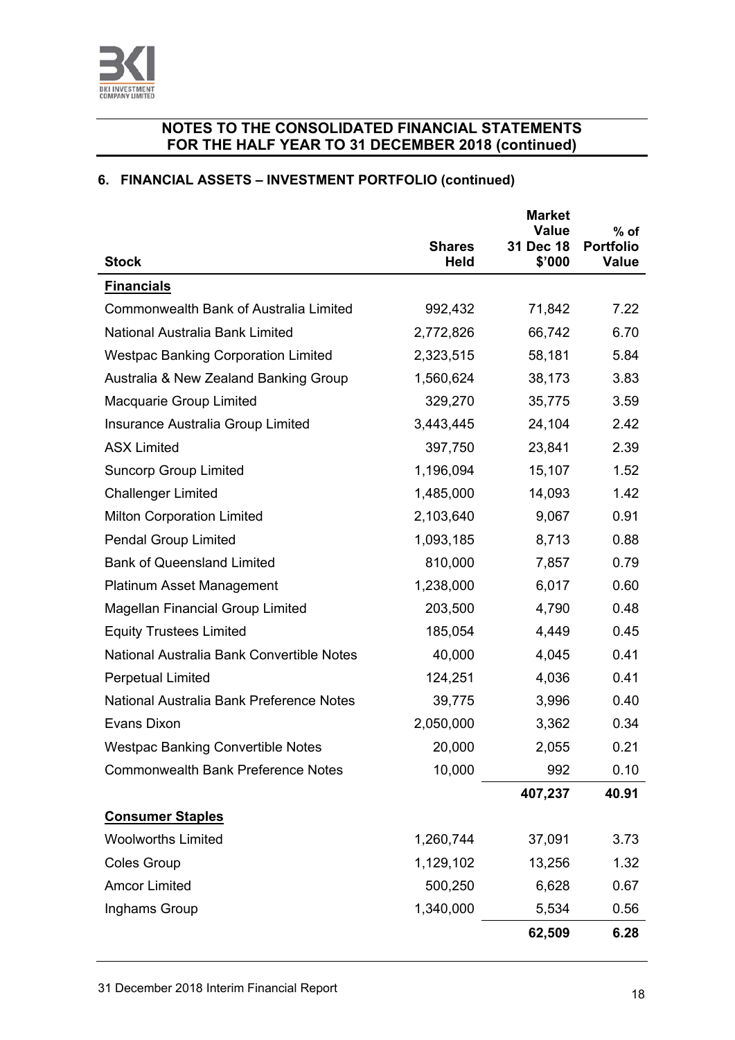## NOTES TO THE CONSOLIDATED FINANCIAL STATEMENTS FOR THE HALF YEAR TO 31 DECEMBER 2018 (continued)

### 6. FINANCIAL ASSETS – INVESTMENT PORTFOLIO (continued)

| Stock | Shares Held | Market Value 31 Dec 18 $'000 | % of Portfolio Value |
|---|---|---|---|
| **Financials** | | | |
| Commonwealth Bank of Australia Limited | 992,432 | 71,842 | 7.22 |
| National Australia Bank Limited | 2,772,826 | 66,742 | 6.70 |
| Westpac Banking Corporation Limited | 2,323,515 | 58,181 | 5.84 |
| Australia & New Zealand Banking Group | 1,560,624 | 38,173 | 3.83 |
| Macquarie Group Limited | 329,270 | 35,775 | 3.59 |
| Insurance Australia Group Limited | 3,443,445 | 24,104 | 2.42 |
| ASX Limited | 397,750 | 23,841 | 2.39 |
| Suncorp Group Limited | 1,196,094 | 15,107 | 1.52 |
| Challenger Limited | 1,485,000 | 14,093 | 1.42 |
| Milton Corporation Limited | 2,103,640 | 9,067 | 0.91 |
| Pendal Group Limited | 1,093,185 | 8,713 | 0.88 |
| Bank of Queensland Limited | 810,000 | 7,857 | 0.79 |
| Platinum Asset Management | 1,238,000 | 6,017 | 0.60 |
| Magellan Financial Group Limited | 203,500 | 4,790 | 0.48 |
| Equity Trustees Limited | 185,054 | 4,449 | 0.45 |
| National Australia Bank Convertible Notes | 40,000 | 4,045 | 0.41 |
| Perpetual Limited | 124,251 | 4,036 | 0.41 |
| National Australia Bank Preference Notes | 39,775 | 3,996 | 0.40 |
| Evans Dixon | 2,050,000 | 3,362 | 0.34 |
| Westpac Banking Convertible Notes | 20,000 | 2,055 | 0.21 |
| Commonwealth Bank Preference Notes | 10,000 | 992 | 0.10 |
| | | **407,237** | **40.91** |
| **Consumer Staples** | | | |
| Woolworths Limited | 1,260,744 | 37,091 | 3.73 |
| Coles Group | 1,129,102 | 13,256 | 1.32 |
| Amcor Limited | 500,250 | 6,628 | 0.67 |
| Inghams Group | 1,340,000 | 5,534 | 0.56 |
| | | **62,509** | **6.28** |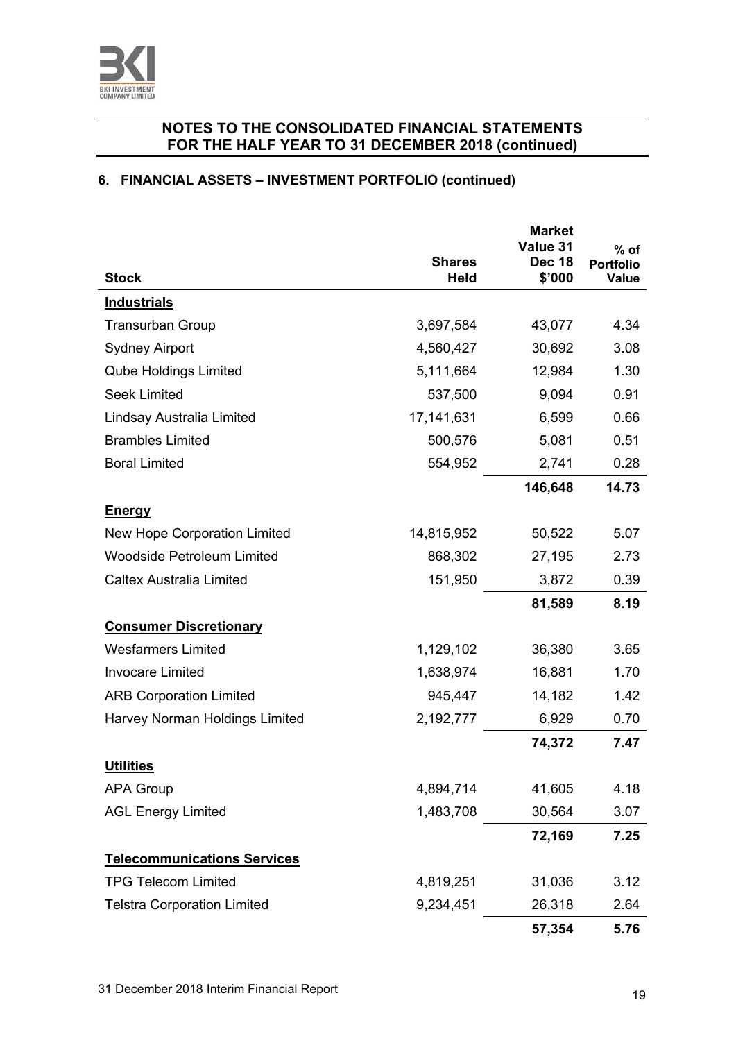## NOTES TO THE CONSOLIDATED FINANCIAL STATEMENTS FOR THE HALF YEAR TO 31 DECEMBER 2018 (continued)

### 6. FINANCIAL ASSETS – INVESTMENT PORTFOLIO (continued)

| Stock | Shares Held | Market Value 31 Dec 18 $'000 | % of Portfolio Value |
|---|---|---|---|
| **Industrials** | | | |
| Transurban Group | 3,697,584 | 43,077 | 4.34 |
| Sydney Airport | 4,560,427 | 30,692 | 3.08 |
| Qube Holdings Limited | 5,111,664 | 12,984 | 1.30 |
| Seek Limited | 537,500 | 9,094 | 0.91 |
| Lindsay Australia Limited | 17,141,631 | 6,599 | 0.66 |
| Brambles Limited | 500,576 | 5,081 | 0.51 |
| Boral Limited | 554,952 | 2,741 | 0.28 |
| | | **146,648** | **14.73** |
| **Energy** | | | |
| New Hope Corporation Limited | 14,815,952 | 50,522 | 5.07 |
| Woodside Petroleum Limited | 868,302 | 27,195 | 2.73 |
| Caltex Australia Limited | 151,950 | 3,872 | 0.39 |
| | | **81,589** | **8.19** |
| **Consumer Discretionary** | | | |
| Wesfarmers Limited | 1,129,102 | 36,380 | 3.65 |
| Invocare Limited | 1,638,974 | 16,881 | 1.70 |
| ARB Corporation Limited | 945,447 | 14,182 | 1.42 |
| Harvey Norman Holdings Limited | 2,192,777 | 6,929 | 0.70 |
| | | **74,372** | **7.47** |
| **Utilities** | | | |
| APA Group | 4,894,714 | 41,605 | 4.18 |
| AGL Energy Limited | 1,483,708 | 30,564 | 3.07 |
| | | **72,169** | **7.25** |
| **Telecommunications Services** | | | |
| TPG Telecom Limited | 4,819,251 | 31,036 | 3.12 |
| Telstra Corporation Limited | 9,234,451 | 26,318 | 2.64 |
| | | **57,354** | **5.76** |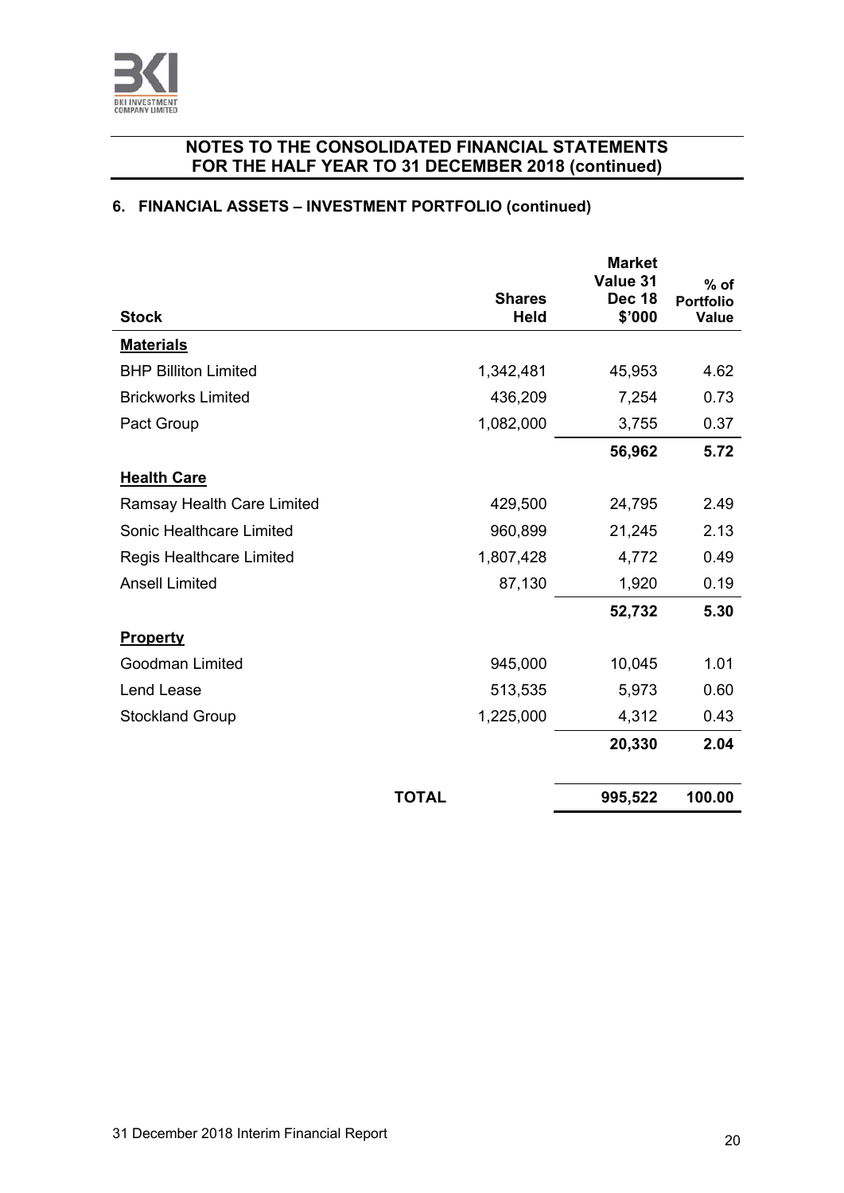## NOTES TO THE CONSOLIDATED FINANCIAL STATEMENTS FOR THE HALF YEAR TO 31 DECEMBER 2018 (continued)

### 6. FINANCIAL ASSETS – INVESTMENT PORTFOLIO (continued)

| Stock | Shares Held | Market Value 31 Dec 18 $'000 | % of Portfolio Value |
|---|---|---|---|
| **Materials** | | | |
| BHP Billiton Limited | 1,342,481 | 45,953 | 4.62 |
| Brickworks Limited | 436,209 | 7,254 | 0.73 |
| Pact Group | 1,082,000 | 3,755 | 0.37 |
| | | **56,962** | **5.72** |
| **Health Care** | | | |
| Ramsay Health Care Limited | 429,500 | 24,795 | 2.49 |
| Sonic Healthcare Limited | 960,899 | 21,245 | 2.13 |
| Regis Healthcare Limited | 1,807,428 | 4,772 | 0.49 |
| Ansell Limited | 87,130 | 1,920 | 0.19 |
| | | **52,732** | **5.30** |
| **Property** | | | |
| Goodman Limited | 945,000 | 10,045 | 1.01 |
| Lend Lease | 513,535 | 5,973 | 0.60 |
| Stockland Group | 1,225,000 | 4,312 | 0.43 |
| | | **20,330** | **2.04** |
| **TOTAL** | | **995,522** | **100.00** |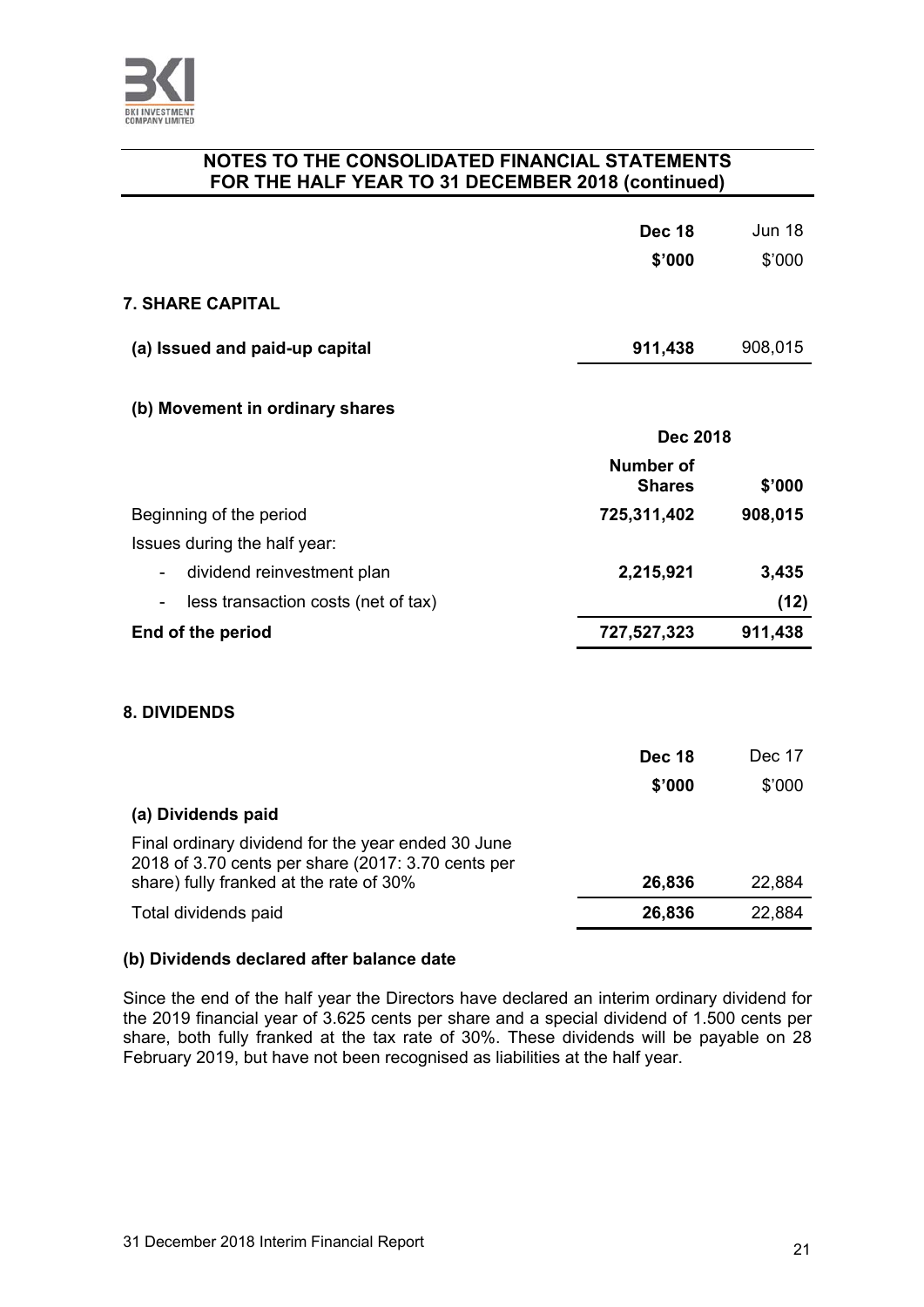## NOTES TO THE CONSOLIDATED FINANCIAL STATEMENTS FOR THE HALF YEAR TO 31 DECEMBER 2018 (continued)

| | **Dec 18** | Jun 18 |
|---|---|---|
| | **$'000** | $'000 |
| **7. SHARE CAPITAL** | | |
| **(a) Issued and paid-up capital** | **911,438** | 908,015 |

**(b) Movement in ordinary shares**

| | **Dec 2018** | |
|---|---|---|
| | **Number of Shares** | **$'000** |
| Beginning of the period | **725,311,402** | **908,015** |
| Issues during the half year: | | |
| - dividend reinvestment plan | **2,215,921** | **3,435** |
| - less transaction costs (net of tax) | | **(12)** |
| **End of the period** | **727,527,323** | **911,438** |

### 8. DIVIDENDS

| | **Dec 18** | Dec 17 |
|---|---|---|
| | **$'000** | $'000 |
| **(a) Dividends paid** | | |
| Final ordinary dividend for the year ended 30 June 2018 of 3.70 cents per share (2017: 3.70 cents per share) fully franked at the rate of 30% | **26,836** | 22,884 |
| Total dividends paid | **26,836** | 22,884 |

**(b) Dividends declared after balance date**

Since the end of the half year the Directors have declared an interim ordinary dividend for the 2019 financial year of 3.625 cents per share and a special dividend of 1.500 cents per share, both fully franked at the tax rate of 30%. These dividends will be payable on 28 February 2019, but have not been recognised as liabilities at the half year.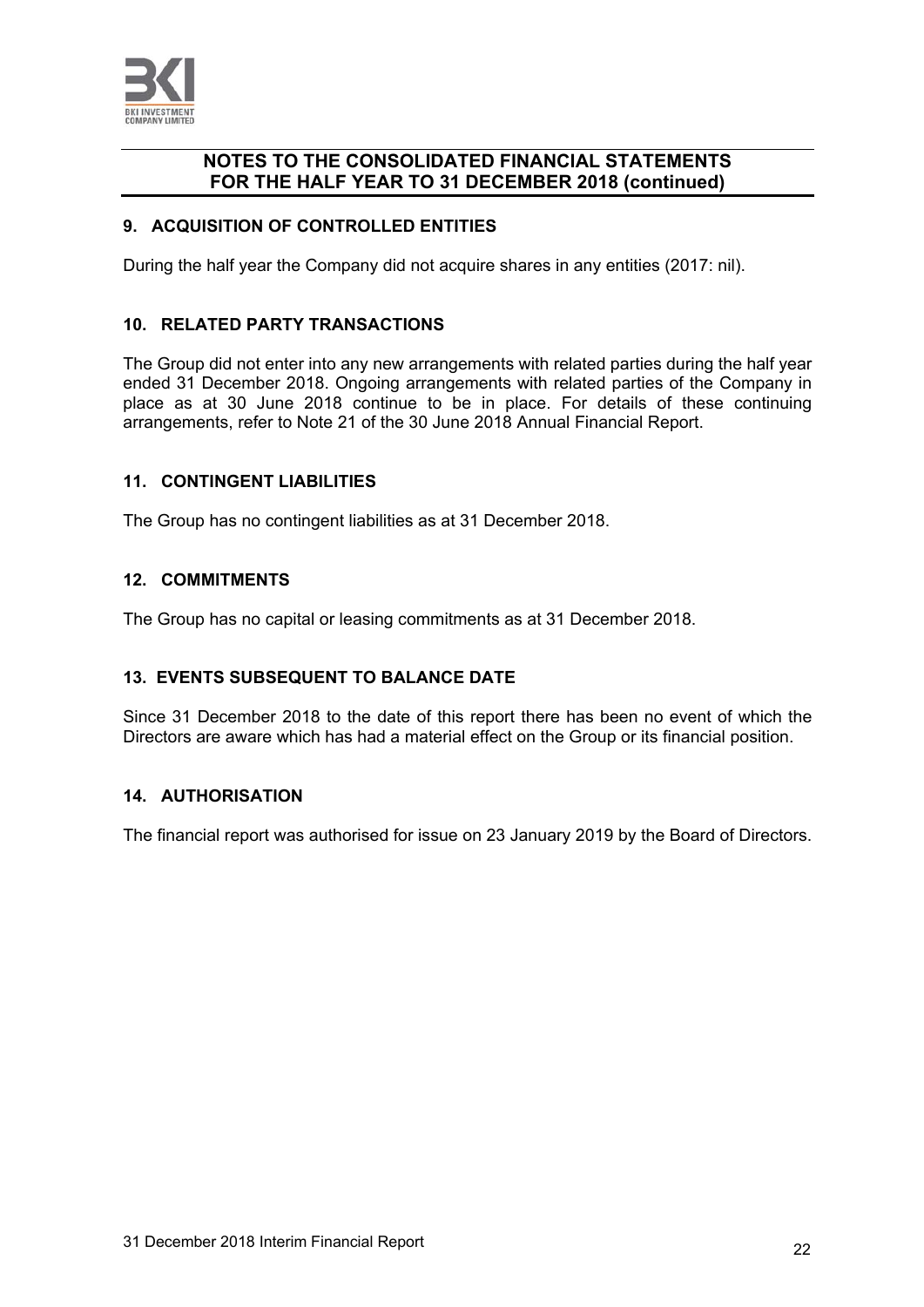## NOTES TO THE CONSOLIDATED FINANCIAL STATEMENTS FOR THE HALF YEAR TO 31 DECEMBER 2018 (continued)

### 9. ACQUISITION OF CONTROLLED ENTITIES

During the half year the Company did not acquire shares in any entities (2017: nil).

### 10. RELATED PARTY TRANSACTIONS

The Group did not enter into any new arrangements with related parties during the half year ended 31 December 2018. Ongoing arrangements with related parties of the Company in place as at 30 June 2018 continue to be in place. For details of these continuing arrangements, refer to Note 21 of the 30 June 2018 Annual Financial Report.

### 11. CONTINGENT LIABILITIES

The Group has no contingent liabilities as at 31 December 2018.

### 12. COMMITMENTS

The Group has no capital or leasing commitments as at 31 December 2018.

### 13. EVENTS SUBSEQUENT TO BALANCE DATE

Since 31 December 2018 to the date of this report there has been no event of which the Directors are aware which has had a material effect on the Group or its financial position.

### 14. AUTHORISATION

The financial report was authorised for issue on 23 January 2019 by the Board of Directors.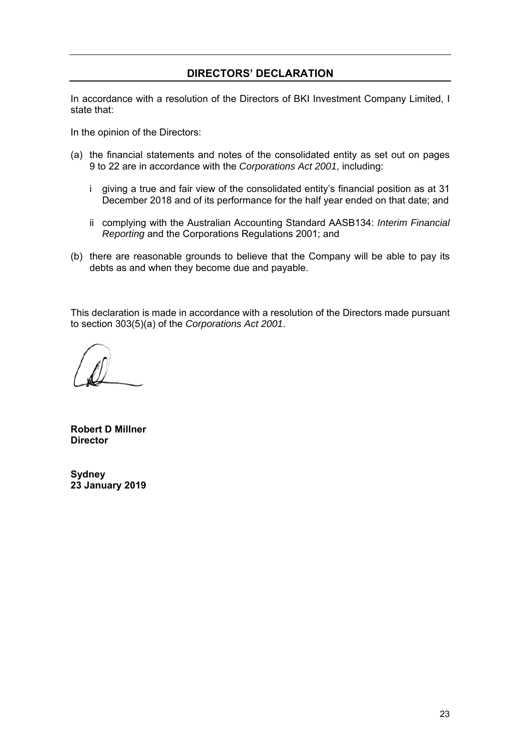## DIRECTORS' DECLARATION

In accordance with a resolution of the Directors of BKI Investment Company Limited, I state that:

In the opinion of the Directors:

(a) the financial statements and notes of the consolidated entity as set out on pages 9 to 22 are in accordance with the *Corporations Act 2001*, including:

   i giving a true and fair view of the consolidated entity's financial position as at 31 December 2018 and of its performance for the half year ended on that date; and

   ii complying with the Australian Accounting Standard AASB134: *Interim Financial Reporting* and the Corporations Regulations 2001; and

(b) there are reasonable grounds to believe that the Company will be able to pay its debts as and when they become due and payable.

This declaration is made in accordance with a resolution of the Directors made pursuant to section 303(5)(a) of the *Corporations Act 2001*.

**Robert D Millner**
**Director**

**Sydney**
**23 January 2019**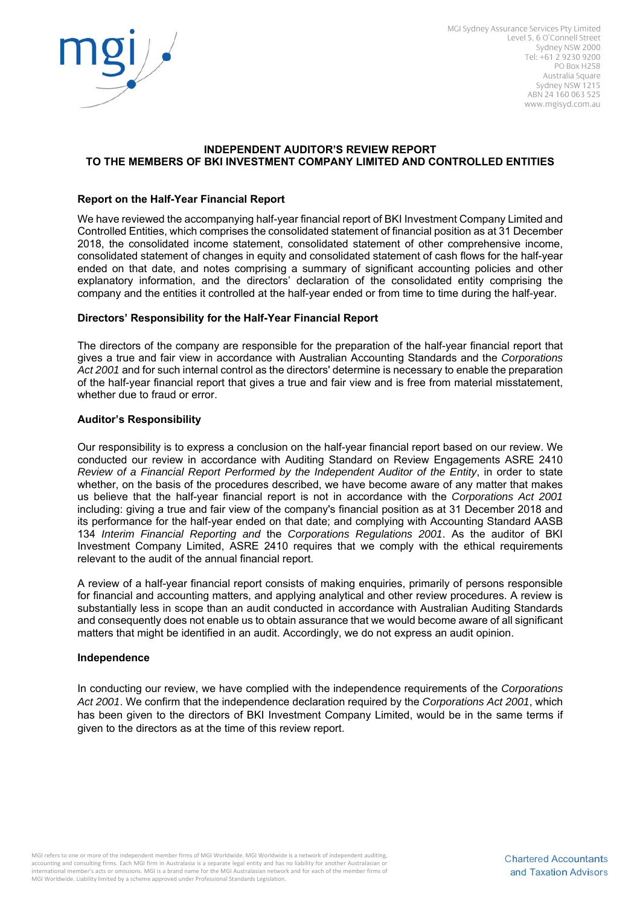MGI Sydney Assurance Services Pty Limited
Level 5, 6 O'Connell Street
Sydney NSW 2000
Tel: +61 2 9230 9200
PO Box H258
Australia Square
Sydney NSW 1215
ABN 24 160 063 525
www.mgisyd.com.au

# INDEPENDENT AUDITOR'S REVIEW REPORT
# TO THE MEMBERS OF BKI INVESTMENT COMPANY LIMITED AND CONTROLLED ENTITIES

## Report on the Half-Year Financial Report

We have reviewed the accompanying half-year financial report of BKI Investment Company Limited and Controlled Entities, which comprises the consolidated statement of financial position as at 31 December 2018, the consolidated income statement, consolidated statement of other comprehensive income, consolidated statement of changes in equity and consolidated statement of cash flows for the half-year ended on that date, and notes comprising a summary of significant accounting policies and other explanatory information, and the directors' declaration of the consolidated entity comprising the company and the entities it controlled at the half-year ended or from time to time during the half-year.

## Directors' Responsibility for the Half-Year Financial Report

The directors of the company are responsible for the preparation of the half-year financial report that gives a true and fair view in accordance with Australian Accounting Standards and the *Corporations Act 2001* and for such internal control as the directors' determine is necessary to enable the preparation of the half-year financial report that gives a true and fair view and is free from material misstatement, whether due to fraud or error.

## Auditor's Responsibility

Our responsibility is to express a conclusion on the half-year financial report based on our review. We conducted our review in accordance with Auditing Standard on Review Engagements ASRE 2410 *Review of a Financial Report Performed by the Independent Auditor of the Entity*, in order to state whether, on the basis of the procedures described, we have become aware of any matter that makes us believe that the half-year financial report is not in accordance with the *Corporations Act 2001* including: giving a true and fair view of the company's financial position as at 31 December 2018 and its performance for the half-year ended on that date; and complying with Accounting Standard AASB 134 *Interim Financial Reporting and* the *Corporations Regulations 2001*. As the auditor of BKI Investment Company Limited, ASRE 2410 requires that we comply with the ethical requirements relevant to the audit of the annual financial report.

A review of a half-year financial report consists of making enquiries, primarily of persons responsible for financial and accounting matters, and applying analytical and other review procedures. A review is substantially less in scope than an audit conducted in accordance with Australian Auditing Standards and consequently does not enable us to obtain assurance that we would become aware of all significant matters that might be identified in an audit. Accordingly, we do not express an audit opinion.

## Independence

In conducting our review, we have complied with the independence requirements of the *Corporations Act 2001*. We confirm that the independence declaration required by the *Corporations Act 2001*, which has been given to the directors of BKI Investment Company Limited, would be in the same terms if given to the directors as at the time of this review report.

MGI refers to one or more of the independent member firms of MGI Worldwide. MGI Worldwide is a network of independent auditing, accounting and consulting firms. Each MGI firm in Australasia is a separate legal entity and has no liability for another Australasian or international member's acts or omissions. MGI is a brand name for the MGI Australasian network and for each of the member firms of MGI Worldwide. Liability limited by a scheme approved under Professional Standards Legislation.

Chartered Accountants and Taxation Advisors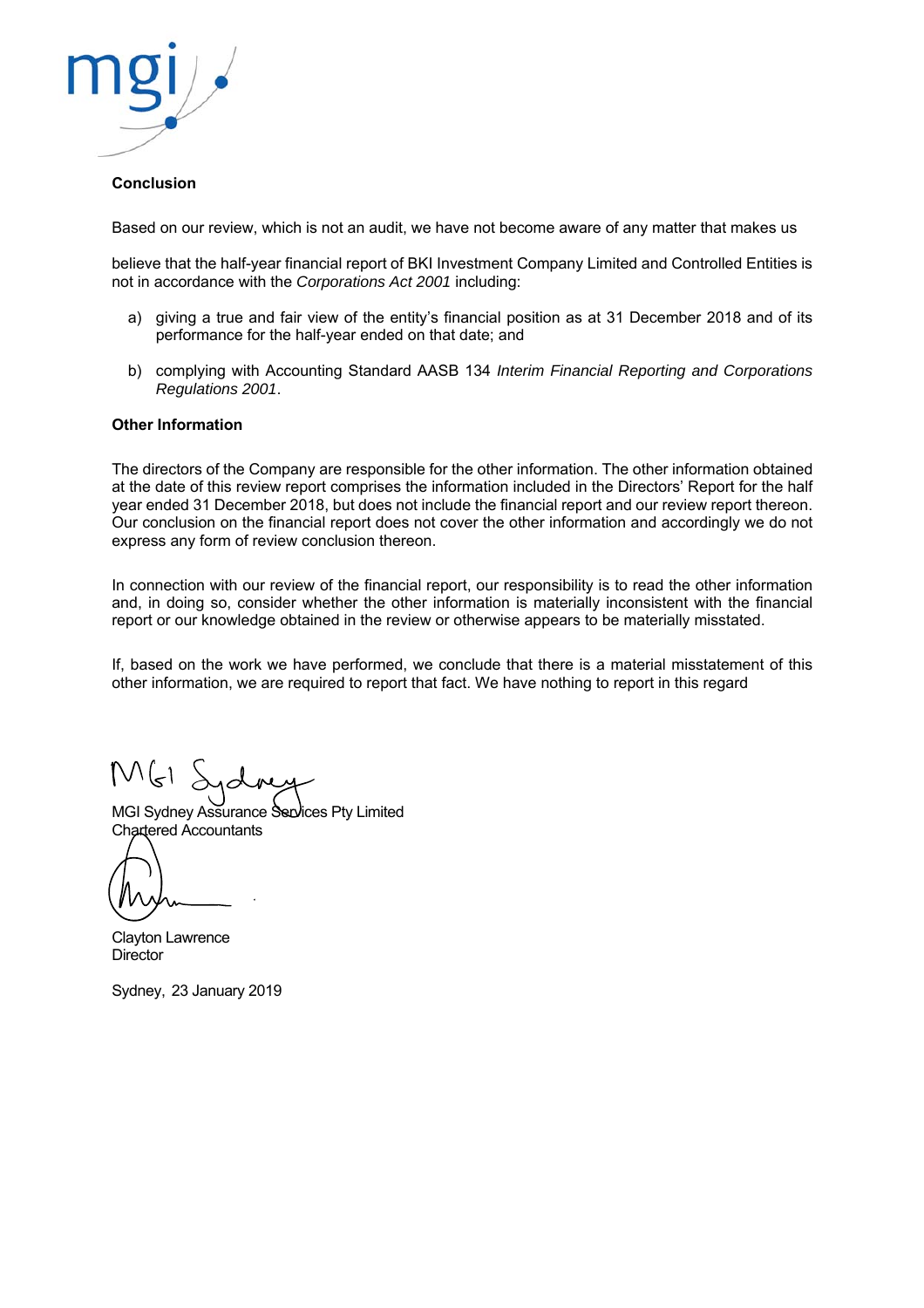**Conclusion**

Based on our review, which is not an audit, we have not become aware of any matter that makes us

believe that the half-year financial report of BKI Investment Company Limited and Controlled Entities is not in accordance with the *Corporations Act 2001* including:

a) giving a true and fair view of the entity's financial position as at 31 December 2018 and of its performance for the half-year ended on that date; and

b) complying with Accounting Standard AASB 134 *Interim Financial Reporting and Corporations Regulations 2001*.

**Other Information**

The directors of the Company are responsible for the other information. The other information obtained at the date of this review report comprises the information included in the Directors' Report for the half year ended 31 December 2018, but does not include the financial report and our review report thereon. Our conclusion on the financial report does not cover the other information and accordingly we do not express any form of review conclusion thereon.

In connection with our review of the financial report, our responsibility is to read the other information and, in doing so, consider whether the other information is materially inconsistent with the financial report or our knowledge obtained in the review or otherwise appears to be materially misstated.

If, based on the work we have performed, we conclude that there is a material misstatement of this other information, we are required to report that fact. We have nothing to report in this regard

MGI Sydney Assurance Services Pty Limited
Chartered Accountants

Clayton Lawrence
Director

Sydney, 23 January 2019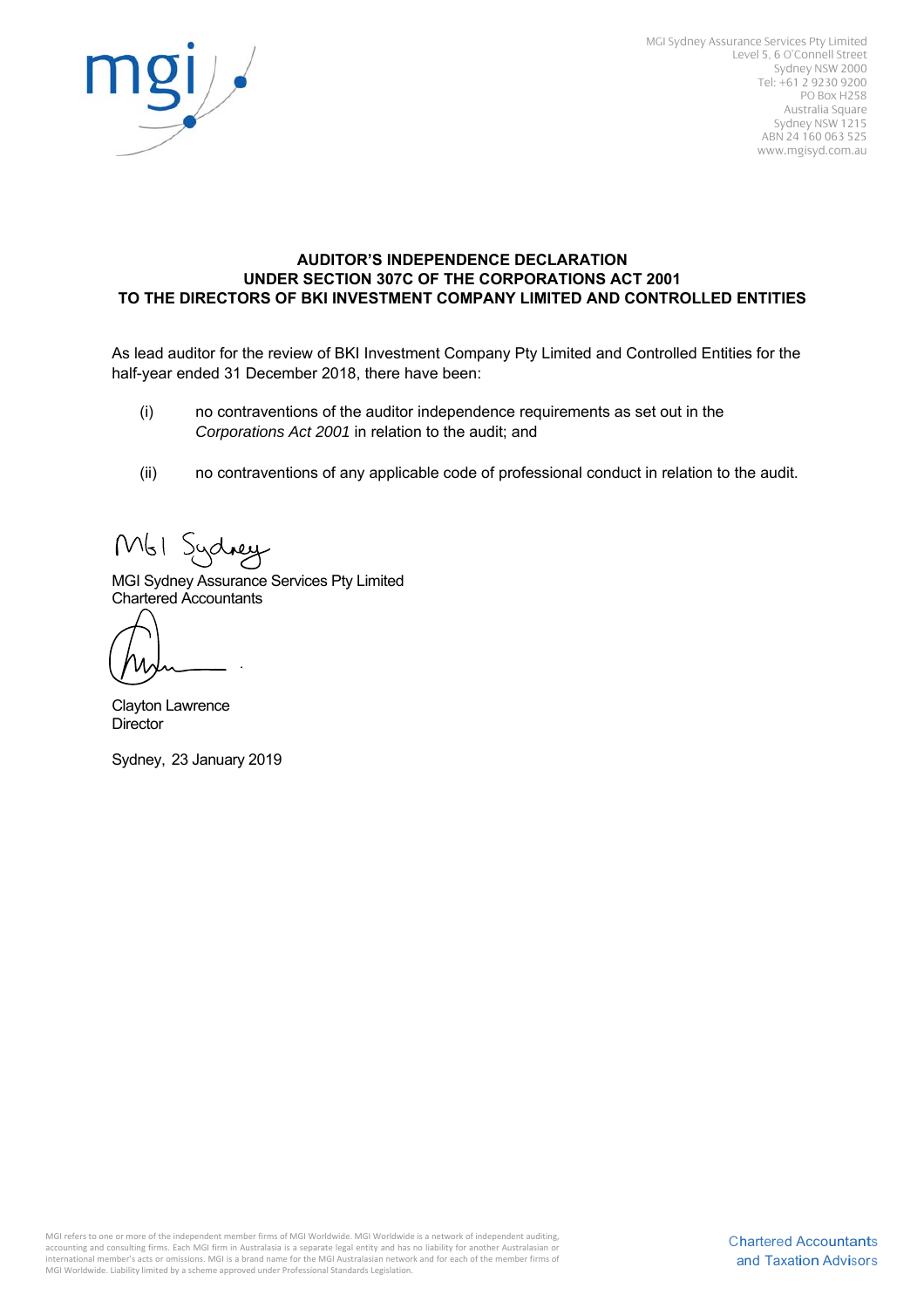MGI Sydney Assurance Services Pty Limited
Level 5, 6 O'Connell Street
Sydney NSW 2000
Tel: +61 2 9230 9200
PO Box H258
Australia Square
Sydney NSW 1215
ABN 24 160 063 525
www.mgisyd.com.au

**AUDITOR'S INDEPENDENCE DECLARATION**
**UNDER SECTION 307C OF THE CORPORATIONS ACT 2001**
**TO THE DIRECTORS OF BKI INVESTMENT COMPANY LIMITED AND CONTROLLED ENTITIES**

As lead auditor for the review of BKI Investment Company Pty Limited and Controlled Entities for the half-year ended 31 December 2018, there have been:

(i) no contraventions of the auditor independence requirements as set out in the *Corporations Act 2001* in relation to the audit; and

(ii) no contraventions of any applicable code of professional conduct in relation to the audit.

MGI Sydney

MGI Sydney Assurance Services Pty Limited
Chartered Accountants

Clayton Lawrence
Director

Sydney, 23 January 2019

MGI refers to one or more of the independent member firms of MGI Worldwide. MGI Worldwide is a network of independent auditing, accounting and consulting firms. Each MGI firm in Australasia is a separate legal entity and has no liability for another Australasian or international member's acts or omissions. MGI is a brand name for the MGI Australasian network and for each of the member firms of MGI Worldwide. Liability limited by a scheme approved under Professional Standards Legislation.

Chartered Accountants and Taxation Advisors